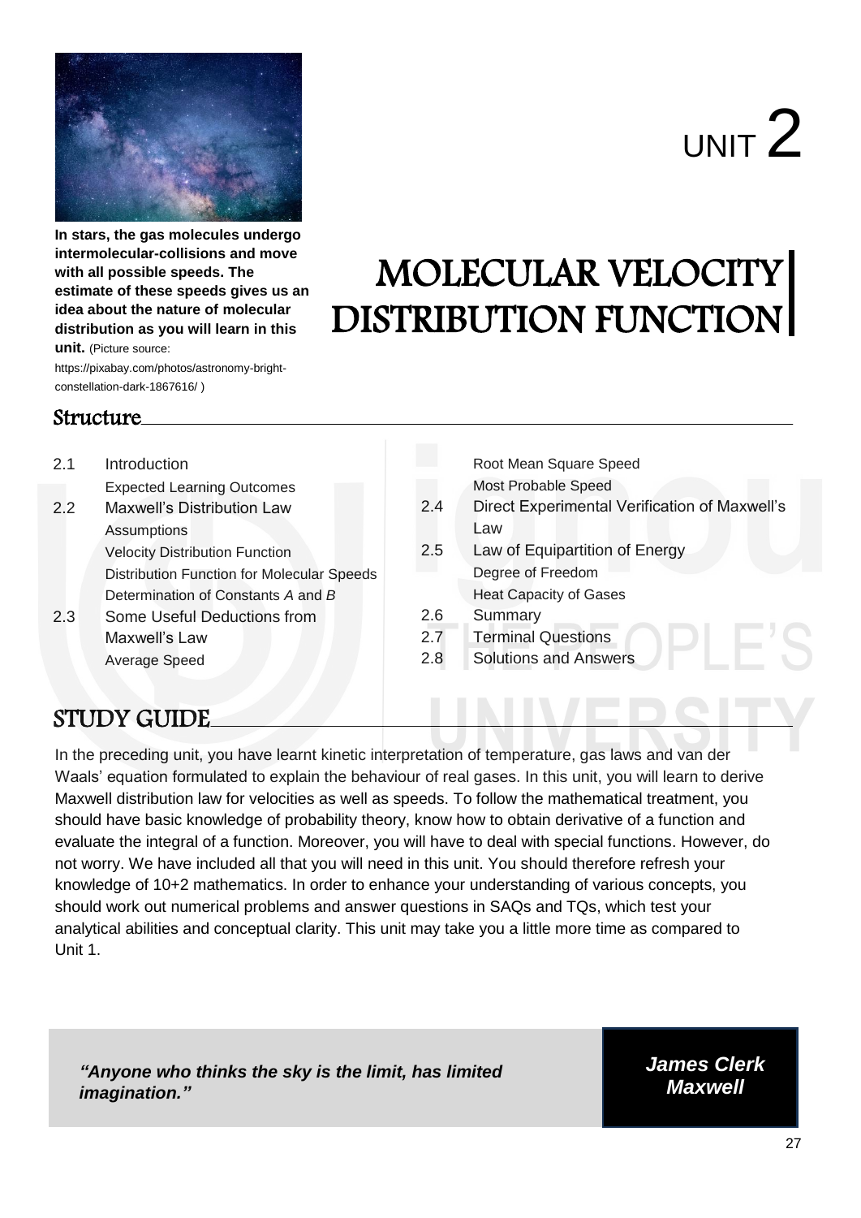# UNIT 2

# MOLECULAR VELOCITY DISTRIBUTION FUNCTION

**In stars, the gas molecules undergo intermolecular-collisions and move with all possible speeds. The estimate of these speeds gives us an idea about the nature of molecular distribution as you will learn in this unit.** (Picture source: https://pixabay.com/photos/astronomy-bright-constellation-dark-1867616/ )

## Structure

2.1 Introduction
    Expected Learning Outcomes
2.2 Maxwell's Distribution Law
    Assumptions
    Velocity Distribution Function
    Distribution Function for Molecular Speeds
    Determination of Constants *A* and *B*
2.3 Some Useful Deductions from Maxwell's Law
    Average Speed
    Root Mean Square Speed
    Most Probable Speed
2.4 Direct Experimental Verification of Maxwell's Law
2.5 Law of Equipartition of Energy
    Degree of Freedom
    Heat Capacity of Gases
2.6 Summary
2.7 Terminal Questions
2.8 Solutions and Answers

## STUDY GUIDE

In the preceding unit, you have learnt kinetic interpretation of temperature, gas laws and van der Waals' equation formulated to explain the behaviour of real gases. In this unit, you will learn to derive Maxwell distribution law for velocities as well as speeds. To follow the mathematical treatment, you should have basic knowledge of probability theory, know how to obtain derivative of a function and evaluate the integral of a function. Moreover, you will have to deal with special functions. However, do not worry. We have included all that you will need in this unit. You should therefore refresh your knowledge of 10+2 mathematics. In order to enhance your understanding of various concepts, you should work out numerical problems and answer questions in SAQs and TQs, which test your analytical abilities and conceptual clarity. This unit may take you a little more time as compared to Unit 1.

***"Anyone who thinks the sky is the limit, has limited imagination."***

***James Clerk Maxwell***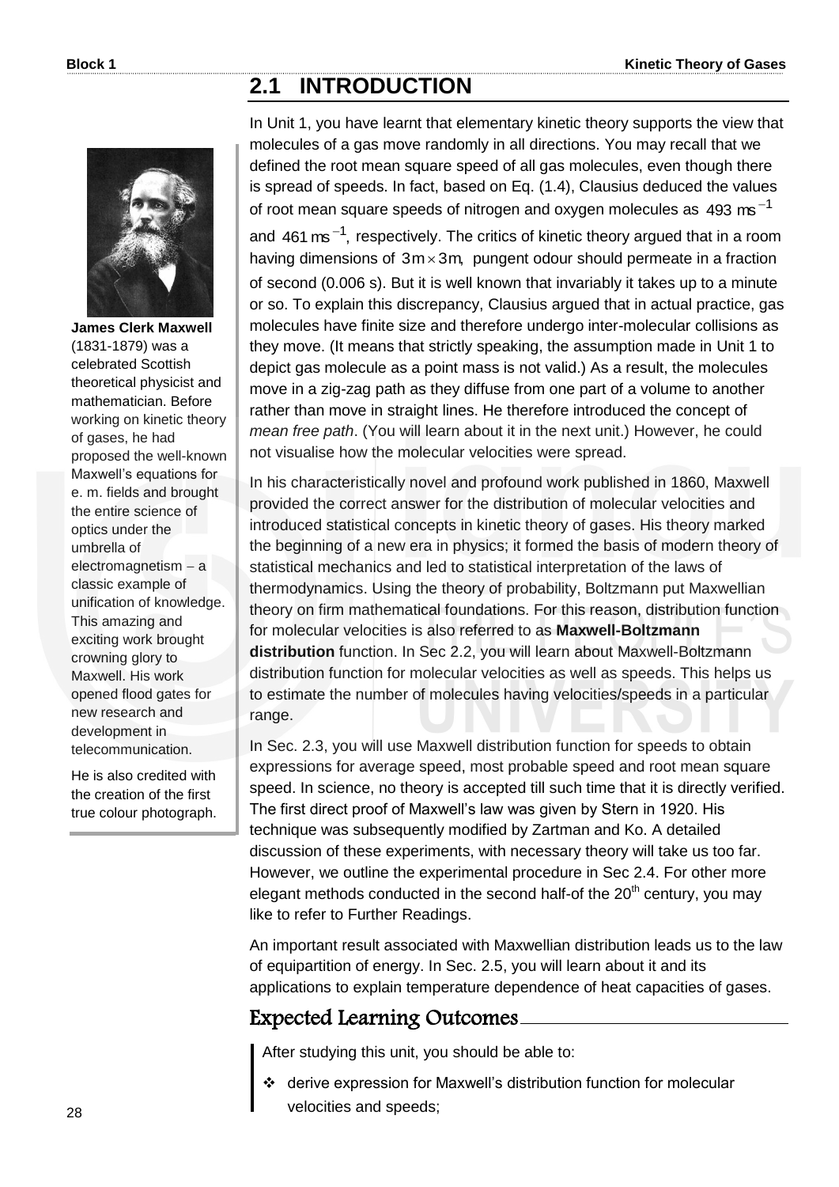## 2.1 INTRODUCTION

**James Clerk Maxwell** (1831-1879) was a celebrated Scottish theoretical physicist and mathematician. Before working on kinetic theory of gases, he had proposed the well-known Maxwell's equations for e. m. fields and brought the entire science of optics under the umbrella of electromagnetism – a classic example of unification of knowledge. This amazing and exciting work brought crowning glory to Maxwell. His work opened flood gates for new research and development in telecommunication.

He is also credited with the creation of the first true colour photograph.

In Unit 1, you have learnt that elementary kinetic theory supports the view that molecules of a gas move randomly in all directions. You may recall that we defined the root mean square speed of all gas molecules, even though there is spread of speeds. In fact, based on Eq. (1.4), Clausius deduced the values of root mean square speeds of nitrogen and oxygen molecules as $493\ \text{ms}^{-1}$ and $461\ \text{ms}^{-1}$, respectively. The critics of kinetic theory argued that in a room having dimensions of $3\text{m} \times 3\text{m}$, pungent odour should permeate in a fraction of second (0.006 s). But it is well known that invariably it takes up to a minute or so. To explain this discrepancy, Clausius argued that in actual practice, gas molecules have finite size and therefore undergo inter-molecular collisions as they move. (It means that strictly speaking, the assumption made in Unit 1 to depict gas molecule as a point mass is not valid.) As a result, the molecules move in a zig-zag path as they diffuse from one part of a volume to another rather than move in straight lines. He therefore introduced the concept of *mean free path*. (You will learn about it in the next unit.) However, he could not visualise how the molecular velocities were spread.

In his characteristically novel and profound work published in 1860, Maxwell provided the correct answer for the distribution of molecular velocities and introduced statistical concepts in kinetic theory of gases. His theory marked the beginning of a new era in physics; it formed the basis of modern theory of statistical mechanics and led to statistical interpretation of the laws of thermodynamics. Using the theory of probability, Boltzmann put Maxwellian theory on firm mathematical foundations. For this reason, distribution function for molecular velocities is also referred to as **Maxwell-Boltzmann distribution** function. In Sec 2.2, you will learn about Maxwell-Boltzmann distribution function for molecular velocities as well as speeds. This helps us to estimate the number of molecules having velocities/speeds in a particular range.

In Sec. 2.3, you will use Maxwell distribution function for speeds to obtain expressions for average speed, most probable speed and root mean square speed. In science, no theory is accepted till such time that it is directly verified. The first direct proof of Maxwell's law was given by Stern in 1920. His technique was subsequently modified by Zartman and Ko. A detailed discussion of these experiments, with necessary theory will take us too far. However, we outline the experimental procedure in Sec 2.4. For other more elegant methods conducted in the second half-of the 20th century, you may like to refer to Further Readings.

An important result associated with Maxwellian distribution leads us to the law of equipartition of energy. In Sec. 2.5, you will learn about it and its applications to explain temperature dependence of heat capacities of gases.

### Expected Learning Outcomes

After studying this unit, you should be able to:

- derive expression for Maxwell's distribution function for molecular velocities and speeds;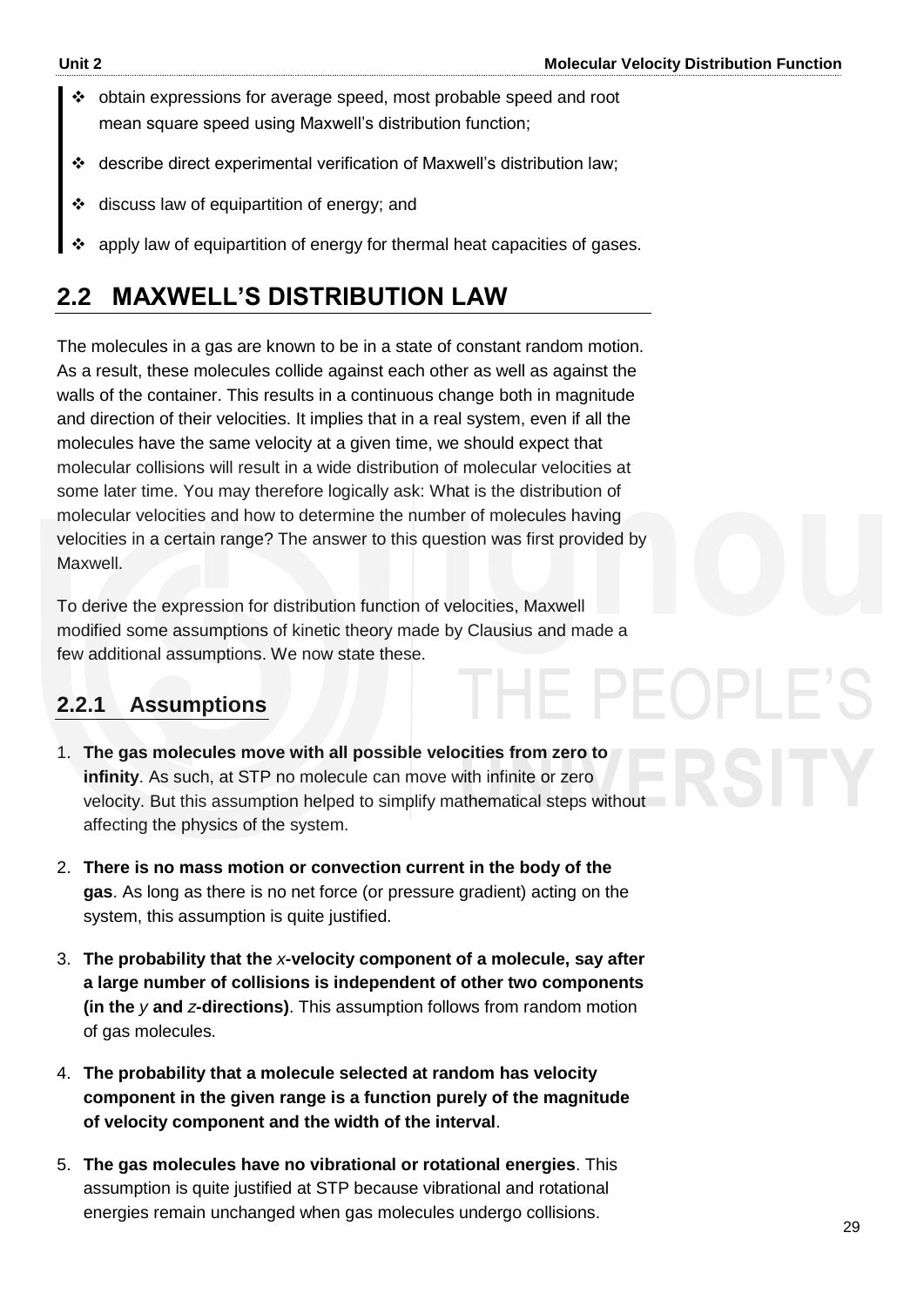- obtain expressions for average speed, most probable speed and root mean square speed using Maxwell's distribution function;
- describe direct experimental verification of Maxwell's distribution law;
- discuss law of equipartition of energy; and
- apply law of equipartition of energy for thermal heat capacities of gases.

## 2.2 MAXWELL'S DISTRIBUTION LAW

The molecules in a gas are known to be in a state of constant random motion. As a result, these molecules collide against each other as well as against the walls of the container. This results in a continuous change both in magnitude and direction of their velocities. It implies that in a real system, even if all the molecules have the same velocity at a given time, we should expect that molecular collisions will result in a wide distribution of molecular velocities at some later time. You may therefore logically ask: What is the distribution of molecular velocities and how to determine the number of molecules having velocities in a certain range? The answer to this question was first provided by Maxwell.

To derive the expression for distribution function of velocities, Maxwell modified some assumptions of kinetic theory made by Clausius and made a few additional assumptions. We now state these.

### 2.2.1 Assumptions

1. **The gas molecules move with all possible velocities from zero to infinity**. As such, at STP no molecule can move with infinite or zero velocity. But this assumption helped to simplify mathematical steps without affecting the physics of the system.
2. **There is no mass motion or convection current in the body of the gas**. As long as there is no net force (or pressure gradient) acting on the system, this assumption is quite justified.
3. **The probability that the *x*-velocity component of a molecule, say after a large number of collisions is independent of other two components (in the *y* and *z*-directions)**. This assumption follows from random motion of gas molecules.
4. **The probability that a molecule selected at random has velocity component in the given range is a function purely of the magnitude of velocity component and the width of the interval**.
5. **The gas molecules have no vibrational or rotational energies**. This assumption is quite justified at STP because vibrational and rotational energies remain unchanged when gas molecules undergo collisions.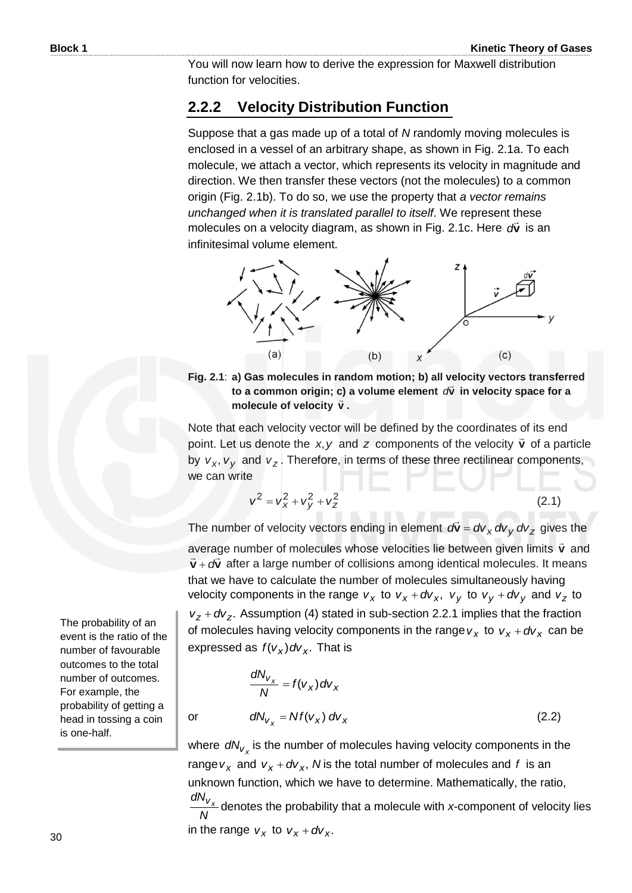You will now learn how to derive the expression for Maxwell distribution function for velocities.

## 2.2.2 Velocity Distribution Function

Suppose that a gas made up of a total of *N* randomly moving molecules is enclosed in a vessel of an arbitrary shape, as shown in Fig. 2.1a. To each molecule, we attach a vector, which represents its velocity in magnitude and direction. We then transfer these vectors (not the molecules) to a common origin (Fig. 2.1b). To do so, we use the property that *a vector remains unchanged when it is translated parallel to itself*. We represent these molecules on a velocity diagram, as shown in Fig. 2.1c. Here $d\vec{\mathbf{v}}$ is an infinitesimal volume element.

**Fig. 2.1**: **a) Gas molecules in random motion; b) all velocity vectors transferred to a common origin; c) a volume element $d\vec{\mathbf{v}}$ in velocity space for a molecule of velocity $\vec{\mathbf{v}}$.**

Note that each velocity vector will be defined by the coordinates of its end point. Let us denote the $x, y$ and $z$ components of the velocity $\vec{\mathbf{v}}$ of a particle by $v_x, v_y$ and $v_z$. Therefore, in terms of these three rectilinear components, we can write

$$v^2 = v_x^2 + v_y^2 + v_z^2 \tag{2.1}$$

The number of velocity vectors ending in element $d\vec{\mathbf{v}} = dv_x\, dv_y\, dv_z$ gives the average number of molecules whose velocities lie between given limits $\vec{\mathbf{v}}$ and $\vec{\mathbf{v}} + d\vec{\mathbf{v}}$ after a large number of collisions among identical molecules. It means that we have to calculate the number of molecules simultaneously having velocity components in the range $v_x$ to $v_x + dv_x$, $v_y$ to $v_y + dv_y$ and $v_z$ to $v_z + dv_z$. Assumption (4) stated in sub-section 2.2.1 implies that the fraction of molecules having velocity components in the range $v_x$ to $v_x + dv_x$ can be expressed as $f(v_x)dv_x$. That is

> The probability of an event is the ratio of the number of favourable outcomes to the total number of outcomes. For example, the probability of getting a head in tossing a coin is one-half.

$$\frac{dN_{v_x}}{N} = f(v_x)dv_x$$

or

$$dN_{v_x} = N f(v_x)\, dv_x \tag{2.2}$$

where $dN_{v_x}$ is the number of molecules having velocity components in the range $v_x$ and $v_x + dv_x$, *N* is the total number of molecules and $f$ is an unknown function, which we have to determine. Mathematically, the ratio, $\frac{dN_{v_x}}{N}$ denotes the probability that a molecule with *x*-component of velocity lies in the range $v_x$ to $v_x + dv_x$.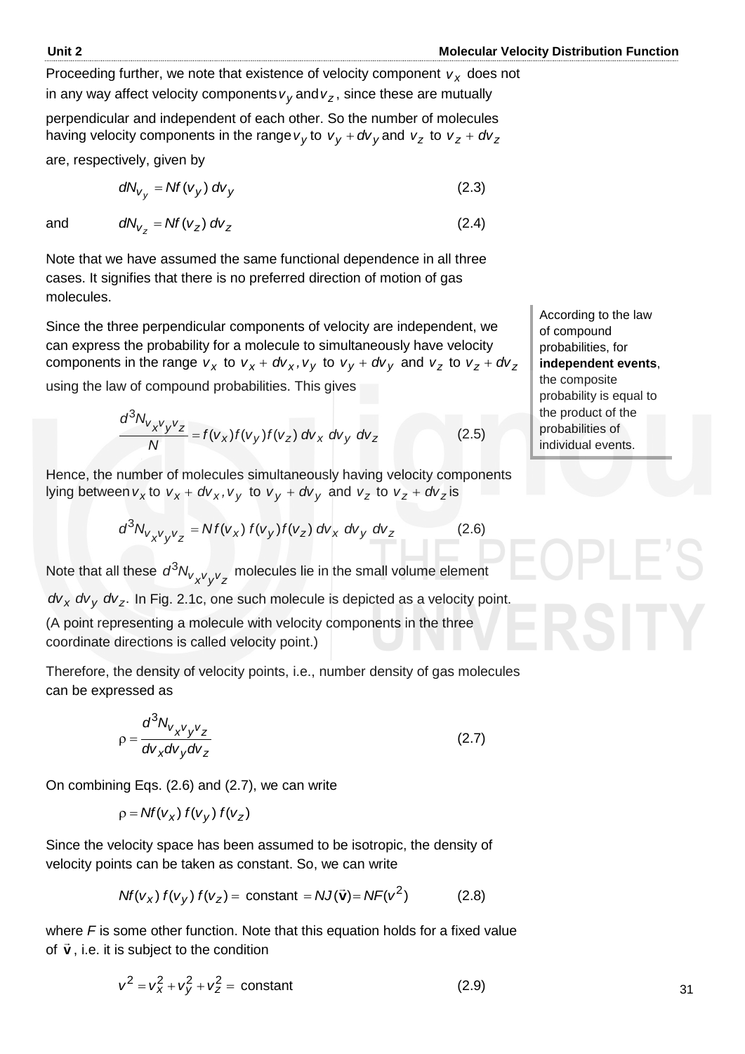Proceeding further, we note that existence of velocity component $v_x$ does not in any way affect velocity components $v_y$ and $v_z$, since these are mutually perpendicular and independent of each other. So the number of molecules having velocity components in the range $v_y$ to $v_y + dv_y$ and $v_z$ to $v_z + dv_z$ are, respectively, given by

$$dN_{v_y} = Nf(v_y)\, dv_y \tag{2.3}$$

and

$$dN_{v_z} = Nf(v_z)\, dv_z \tag{2.4}$$

Note that we have assumed the same functional dependence in all three cases. It signifies that there is no preferred direction of motion of gas molecules.

Since the three perpendicular components of velocity are independent, we can express the probability for a molecule to simultaneously have velocity components in the range $v_x$ to $v_x + dv_x, v_y$ to $v_y + dv_y$ and $v_z$ to $v_z + dv_z$ using the law of compound probabilities. This gives

According to the law of compound probabilities, for **independent events**, the composite probability is equal to the product of the probabilities of individual events.

$$\frac{d^3 N_{v_x v_y v_z}}{N} = f(v_x) f(v_y) f(v_z)\, dv_x\, dv_y\, dv_z \tag{2.5}$$

Hence, the number of molecules simultaneously having velocity components lying between $v_x$ to $v_x + dv_x, v_y$ to $v_y + dv_y$ and $v_z$ to $v_z + dv_z$ is

$$d^3 N_{v_x v_y v_z} = N f(v_x)\, f(v_y) f(v_z)\, dv_x\, dv_y\, dv_z \tag{2.6}$$

Note that all these $d^3 N_{v_x v_y v_z}$ molecules lie in the small volume element $dv_x\, dv_y\, dv_z$. In Fig. 2.1c, one such molecule is depicted as a velocity point. (A point representing a molecule with velocity components in the three coordinate directions is called velocity point.)

Therefore, the density of velocity points, i.e., number density of gas molecules can be expressed as

$$\rho = \frac{d^3 N_{v_x v_y v_z}}{dv_x dv_y dv_z} \tag{2.7}$$

On combining Eqs. (2.6) and (2.7), we can write

$$\rho = Nf(v_x)\, f(v_y)\, f(v_z)$$

Since the velocity space has been assumed to be isotropic, the density of velocity points can be taken as constant. So, we can write

$$Nf(v_x)\, f(v_y)\, f(v_z) = \text{ constant } = NJ(\vec{\mathbf{v}}) = NF(v^2) \tag{2.8}$$

where $F$ is some other function. Note that this equation holds for a fixed value of $\vec{\mathbf{v}}$, i.e. it is subject to the condition

$$v^2 = v_x^2 + v_y^2 + v_z^2 = \text{ constant} \tag{2.9}$$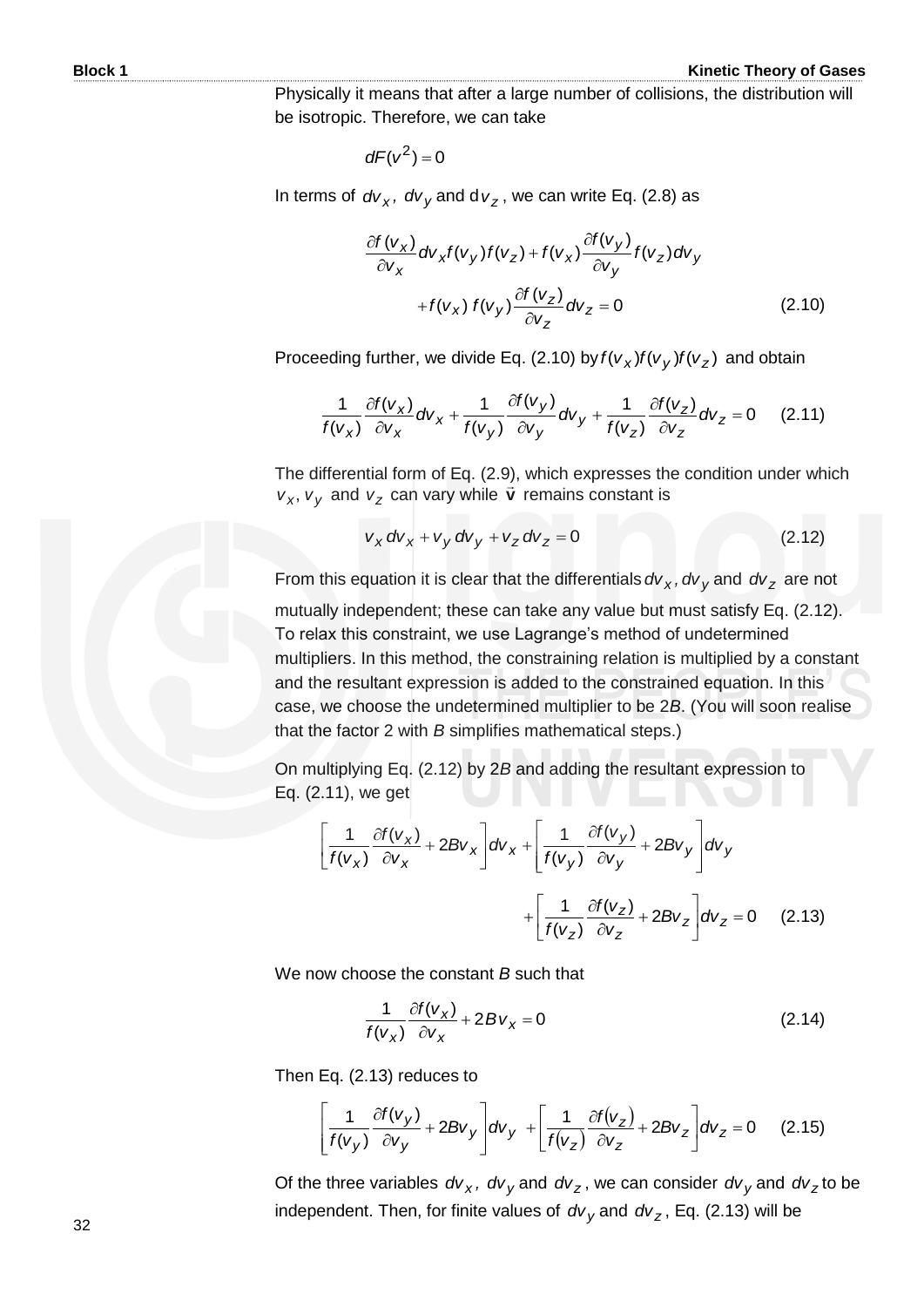Physically it means that after a large number of collisions, the distribution will be isotropic. Therefore, we can take

$$dF(v^2) = 0$$

In terms of $dv_x$, $dv_y$ and $dv_z$, we can write Eq. (2.8) as

$$\frac{\partial f(v_x)}{\partial v_x} dv_x f(v_y) f(v_z) + f(v_x) \frac{\partial f(v_y)}{\partial v_y} f(v_z) dv_y + f(v_x)\, f(v_y) \frac{\partial f(v_z)}{\partial v_z} dv_z = 0 \qquad (2.10)$$

Proceeding further, we divide Eq. (2.10) by $f(v_x) f(v_y) f(v_z)$ and obtain

$$\frac{1}{f(v_x)} \frac{\partial f(v_x)}{\partial v_x} dv_x + \frac{1}{f(v_y)} \frac{\partial f(v_y)}{\partial v_y} dv_y + \frac{1}{f(v_z)} \frac{\partial f(v_z)}{\partial v_z} dv_z = 0 \qquad (2.11)$$

The differential form of Eq. (2.9), which expresses the condition under which $v_x, v_y$ and $v_z$ can vary while $\mathbf{v}$ remains constant is

$$v_x\, dv_x + v_y\, dv_y + v_z\, dv_z = 0 \qquad (2.12)$$

From this equation it is clear that the differentials $dv_x$, $dv_y$ and $dv_z$ are not mutually independent; these can take any value but must satisfy Eq. (2.12). To relax this constraint, we use Lagrange's method of undetermined multipliers. In this method, the constraining relation is multiplied by a constant and the resultant expression is added to the constrained equation. In this case, we choose the undetermined multiplier to be 2*B*. (You will soon realise that the factor 2 with *B* simplifies mathematical steps.)

On multiplying Eq. (2.12) by 2*B* and adding the resultant expression to Eq. (2.11), we get

$$\left[\frac{1}{f(v_x)} \frac{\partial f(v_x)}{\partial v_x} + 2Bv_x\right] dv_x + \left[\frac{1}{f(v_y)} \frac{\partial f(v_y)}{\partial v_y} + 2Bv_y\right] dv_y + \left[\frac{1}{f(v_z)} \frac{\partial f(v_z)}{\partial v_z} + 2Bv_z\right] dv_z = 0 \qquad (2.13)$$

We now choose the constant *B* such that

$$\frac{1}{f(v_x)} \frac{\partial f(v_x)}{\partial v_x} + 2Bv_x = 0 \qquad (2.14)$$

Then Eq. (2.13) reduces to

$$\left[\frac{1}{f(v_y)} \frac{\partial f(v_y)}{\partial v_y} + 2Bv_y\right] dv_y + \left[\frac{1}{f(v_z)} \frac{\partial f(v_z)}{\partial v_z} + 2Bv_z\right] dv_z = 0 \qquad (2.15)$$

Of the three variables $dv_x$, $dv_y$ and $dv_z$, we can consider $dv_y$ and $dv_z$ to be independent. Then, for finite values of $dv_y$ and $dv_z$, Eq. (2.13) will be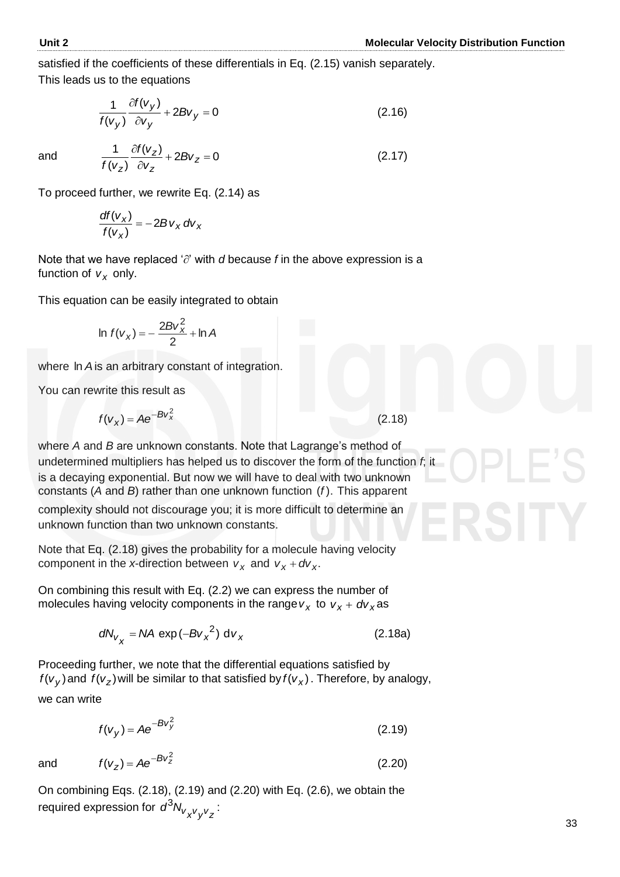satisfied if the coefficients of these differentials in Eq. (2.15) vanish separately. This leads us to the equations

$$\frac{1}{f(v_y)}\frac{\partial f(v_y)}{\partial v_y} + 2Bv_y = 0 \tag{2.16}$$

and

$$\frac{1}{f(v_z)}\frac{\partial f(v_z)}{\partial v_z} + 2Bv_z = 0 \tag{2.17}$$

To proceed further, we rewrite Eq. (2.14) as

$$\frac{df(v_x)}{f(v_x)} = -2Bv_x\, dv_x$$

Note that we have replaced '$\partial$' with $d$ because $f$ in the above expression is a function of $v_x$ only.

This equation can be easily integrated to obtain

$$\ln f(v_x) = -\frac{2Bv_x^2}{2} + \ln A$$

where $\ln A$ is an arbitrary constant of integration.

You can rewrite this result as

$$f(v_x) = Ae^{-Bv_x^2} \tag{2.18}$$

where $A$ and $B$ are unknown constants. Note that Lagrange's method of undetermined multipliers has helped us to discover the form of the function $f$; it is a decaying exponential. But now we will have to deal with two unknown constants ($A$ and $B$) rather than one unknown function $(f)$. This apparent complexity should not discourage you; it is more difficult to determine an unknown function than two unknown constants.

Note that Eq. (2.18) gives the probability for a molecule having velocity component in the $x$-direction between $v_x$ and $v_x + dv_x$.

On combining this result with Eq. (2.2) we can express the number of molecules having velocity components in the range $v_x$ to $v_x + dv_x$ as

$$dN_{v_x} = NA\,\exp(-Bv_x^2)\,dv_x \tag{2.18a}$$

Proceeding further, we note that the differential equations satisfied by $f(v_y)$ and $f(v_z)$ will be similar to that satisfied by $f(v_x)$. Therefore, by analogy, we can write

$$f(v_y) = Ae^{-Bv_y^2} \tag{2.19}$$

and

$$f(v_z) = Ae^{-Bv_z^2} \tag{2.20}$$

On combining Eqs. (2.18), (2.19) and (2.20) with Eq. (2.6), we obtain the required expression for $d^3N_{v_x v_y v_z}$: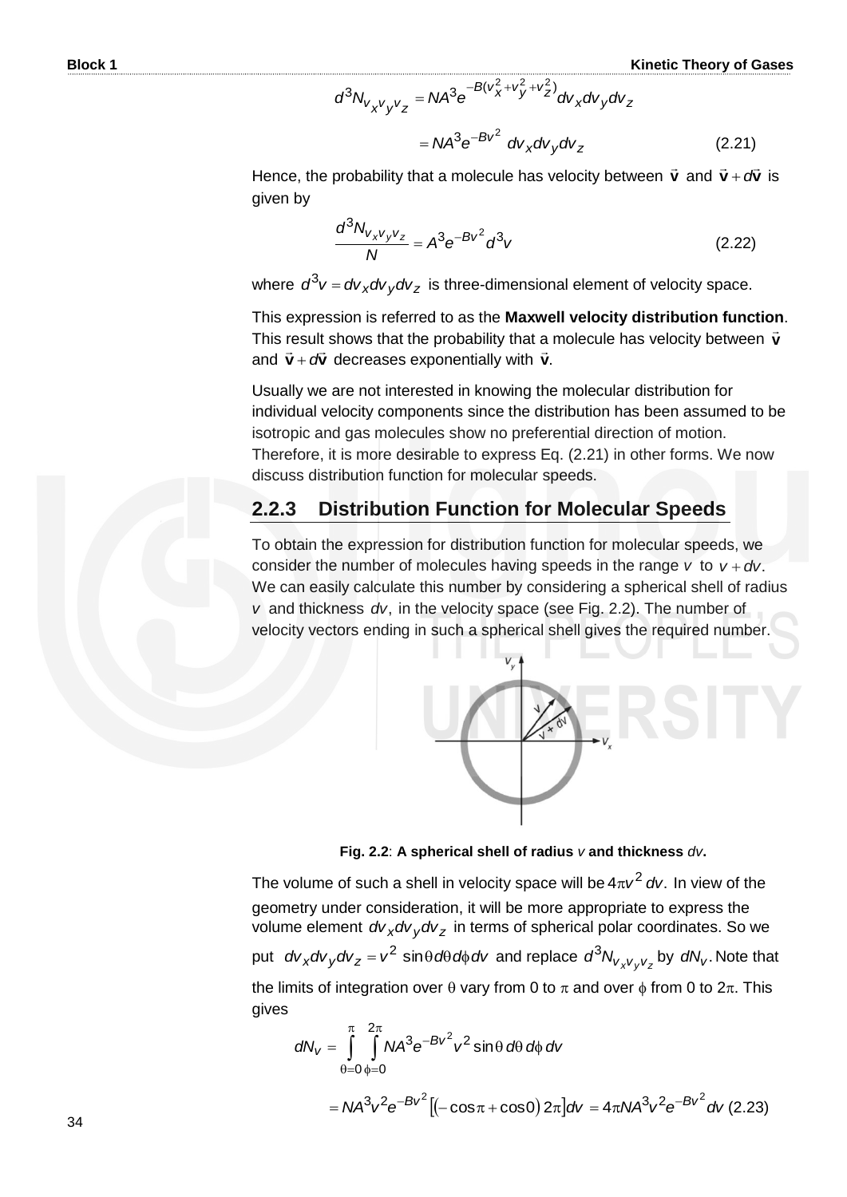$$d^3N_{v_x v_y v_z} = NA^3 e^{-B(v_x^2 + v_y^2 + v_z^2)} dv_x dv_y dv_z$$

$$= NA^3 e^{-Bv^2}\, dv_x dv_y dv_z \tag{2.21}$$

Hence, the probability that a molecule has velocity between $\vec{\mathbf{v}}$ and $\vec{\mathbf{v}} + d\vec{\mathbf{v}}$ is given by

$$\frac{d^3N_{v_x v_y v_z}}{N} = A^3 e^{-Bv^2} d^3v \tag{2.22}$$

where $d^3v = dv_x dv_y dv_z$ is three-dimensional element of velocity space.

This expression is referred to as the **Maxwell velocity distribution function**. This result shows that the probability that a molecule has velocity between $\vec{\mathbf{v}}$ and $\vec{\mathbf{v}} + d\vec{\mathbf{v}}$ decreases exponentially with $\vec{\mathbf{v}}$.

Usually we are not interested in knowing the molecular distribution for individual velocity components since the distribution has been assumed to be isotropic and gas molecules show no preferential direction of motion. Therefore, it is more desirable to express Eq. (2.21) in other forms. We now discuss distribution function for molecular speeds.

## 2.2.3 Distribution Function for Molecular Speeds

To obtain the expression for distribution function for molecular speeds, we consider the number of molecules having speeds in the range $v$ to $v + dv$. We can easily calculate this number by considering a spherical shell of radius $v$ and thickness $dv$, in the velocity space (see Fig. 2.2). The number of velocity vectors ending in such a spherical shell gives the required number.

**Fig. 2.2**: **A spherical shell of radius** *v* **and thickness** *dv***.**

The volume of such a shell in velocity space will be $4\pi v^2\, dv$. In view of the geometry under consideration, it will be more appropriate to express the volume element $dv_x dv_y dv_z$ in terms of spherical polar coordinates. So we put $dv_x dv_y dv_z = v^2 \sin\theta d\theta d\phi dv$ and replace $d^3N_{v_x v_y v_z}$ by $dN_v$. Note that the limits of integration over $\theta$ vary from 0 to $\pi$ and over $\phi$ from 0 to $2\pi$. This gives

$$dN_v = \int_{\theta=0}^{\pi} \int_{\phi=0}^{2\pi} NA^3 e^{-Bv^2} v^2 \sin\theta\, d\theta\, d\phi\, dv$$

$$= NA^3 v^2 e^{-Bv^2} \left[(-\cos\pi + \cos 0)\, 2\pi\right] dv = 4\pi NA^3 v^2 e^{-Bv^2} dv \tag{2.23}$$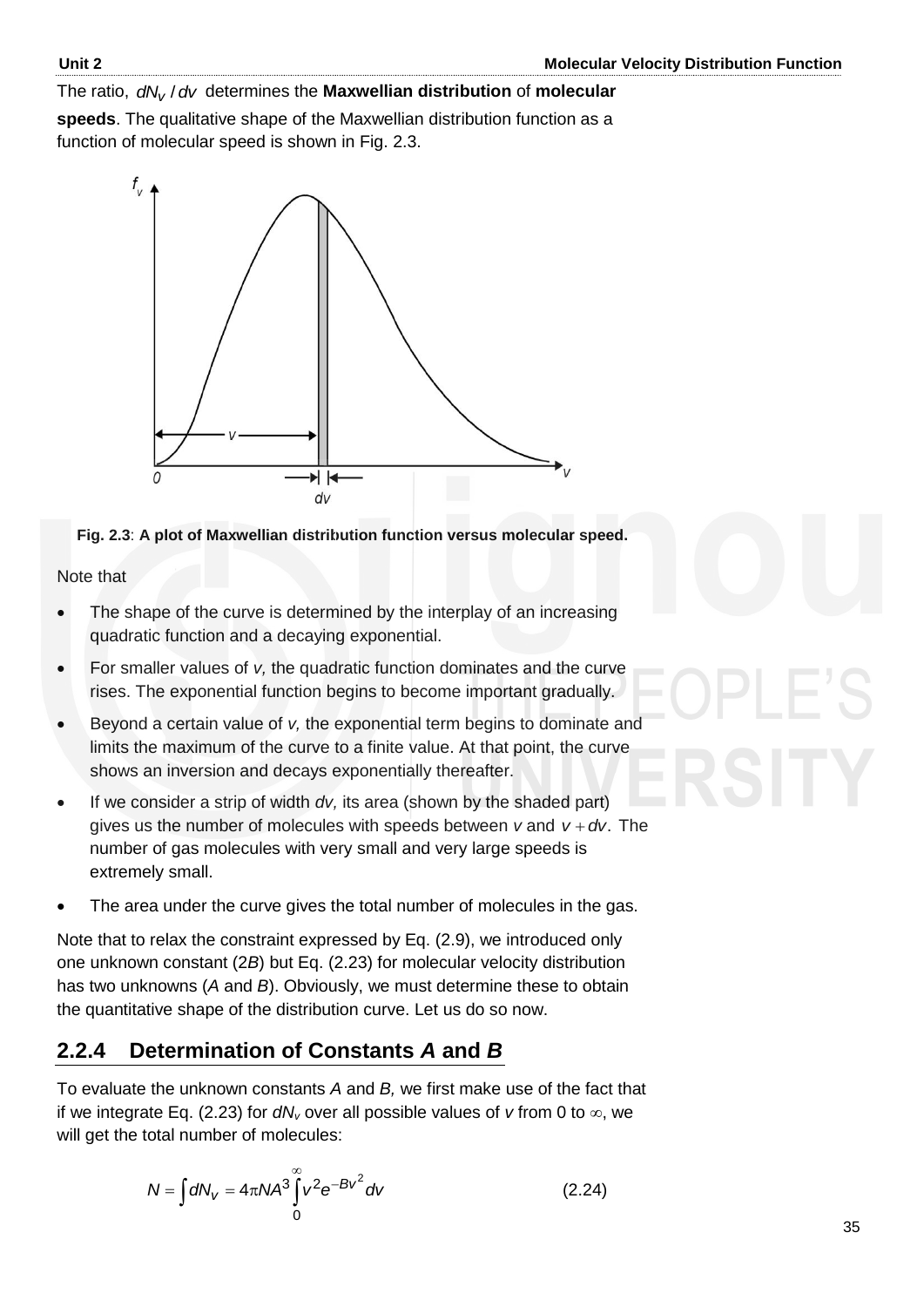The ratio, $dN_v / dv$ determines the **Maxwellian distribution** of **molecular speeds**. The qualitative shape of the Maxwellian distribution function as a function of molecular speed is shown in Fig. 2.3.

**Fig. 2.3**: **A plot of Maxwellian distribution function versus molecular speed.**

Note that

- The shape of the curve is determined by the interplay of an increasing quadratic function and a decaying exponential.
- For smaller values of $v$, the quadratic function dominates and the curve rises. The exponential function begins to become important gradually.
- Beyond a certain value of $v$, the exponential term begins to dominate and limits the maximum of the curve to a finite value. At that point, the curve shows an inversion and decays exponentially thereafter.
- If we consider a strip of width $dv$, its area (shown by the shaded part) gives us the number of molecules with speeds between $v$ and $v + dv$. The number of gas molecules with very small and very large speeds is extremely small.
- The area under the curve gives the total number of molecules in the gas.

Note that to relax the constraint expressed by Eq. (2.9), we introduced only one unknown constant ($2B$) but Eq. (2.23) for molecular velocity distribution has two unknowns ($A$ and $B$). Obviously, we must determine these to obtain the quantitative shape of the distribution curve. Let us do so now.

## 2.2.4 Determination of Constants *A* and *B*

To evaluate the unknown constants $A$ and $B$, we first make use of the fact that if we integrate Eq. (2.23) for $dN_v$ over all possible values of $v$ from 0 to $\infty$, we will get the total number of molecules:

$$N = \int dN_v = 4\pi N A^3 \int_0^\infty v^2 e^{-Bv^2} dv \tag{2.24}$$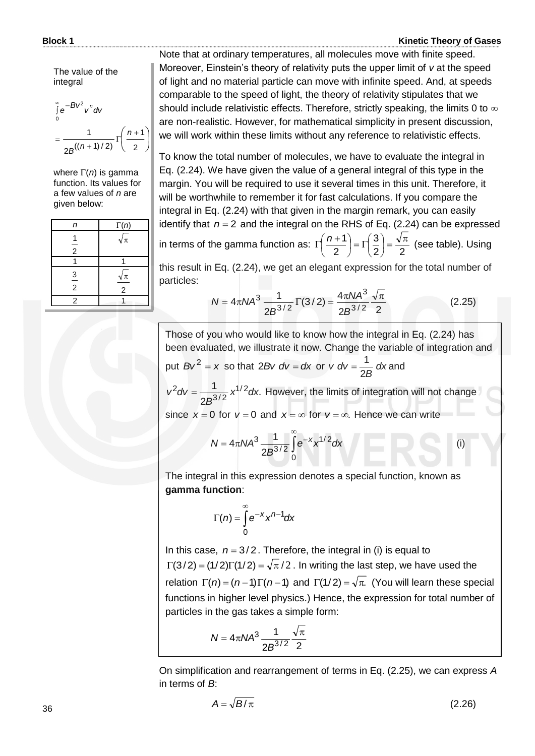Note that at ordinary temperatures, all molecules move with finite speed. Moreover, Einstein's theory of relativity puts the upper limit of $v$ at the speed of light and no material particle can move with infinite speed. And, at speeds comparable to the speed of light, the theory of relativity stipulates that we should include relativistic effects. Therefore, strictly speaking, the limits 0 to $\infty$ are non-realistic. However, for mathematical simplicity in present discussion, we will work within these limits without any reference to relativistic effects.

The value of the integral

$$\int_0^\infty e^{-Bv^2} v^n dv = \frac{1}{2B^{((n+1)/2)}} \Gamma\left(\frac{n+1}{2}\right)$$

where $\Gamma(n)$ is gamma function. Its values for a few values of $n$ are given below:

| $n$ | $\Gamma(n)$ |
|---|---|
| $\frac{1}{2}$ | $\sqrt{\pi}$ |
| 1 | 1 |
| $\frac{3}{2}$ | $\frac{\sqrt{\pi}}{2}$ |
| 2 | 1 |

To know the total number of molecules, we have to evaluate the integral in Eq. (2.24). We have given the value of a general integral of this type in the margin. You will be required to use it several times in this unit. Therefore, it will be worthwhile to remember it for fast calculations. If you compare the integral in Eq. (2.24) with that given in the margin remark, you can easily identify that $n = 2$ and the integral on the RHS of Eq. (2.24) can be expressed in terms of the gamma function as: $\Gamma\left(\frac{n+1}{2}\right) = \Gamma\left(\frac{3}{2}\right) = \frac{\sqrt{\pi}}{2}$ (see table). Using this result in Eq. (2.24), we get an elegant expression for the total number of particles:

$$N = 4\pi N A^3 \frac{1}{2B^{3/2}} \Gamma(3/2) = \frac{4\pi N A^3}{2B^{3/2}} \frac{\sqrt{\pi}}{2} \tag{2.25}$$

Those of you who would like to know how the integral in Eq. (2.24) has been evaluated, we illustrate it now. Change the variable of integration and put $Bv^2 = x$ so that $2Bv\, dv = dx$ or $v\, dv = \frac{1}{2B}\, dx$ and $v^2 dv = \frac{1}{2B^{3/2}} x^{1/2} dx$. However, the limits of integration will not change since $x = 0$ for $v = 0$ and $x = \infty$ for $v = \infty$. Hence we can write

$$N = 4\pi N A^3 \frac{1}{2B^{3/2}} \int_0^\infty e^{-x} x^{1/2} dx \tag{i}$$

The integral in this expression denotes a special function, known as **gamma function**:

$$\Gamma(n) = \int_0^\infty e^{-x} x^{n-1} dx$$

In this case, $n = 3/2$. Therefore, the integral in (i) is equal to $\Gamma(3/2) = (1/2)\Gamma(1/2) = \sqrt{\pi}/2$. In writing the last step, we have used the relation $\Gamma(n) = (n-1)\Gamma(n-1)$ and $\Gamma(1/2) = \sqrt{\pi}$. (You will learn these special functions in higher level physics.) Hence, the expression for total number of particles in the gas takes a simple form:

$$N = 4\pi N A^3 \frac{1}{2B^{3/2}} \frac{\sqrt{\pi}}{2}$$

On simplification and rearrangement of terms in Eq. (2.25), we can express $A$ in terms of $B$:

$$A = \sqrt{B/\pi} \tag{2.26}$$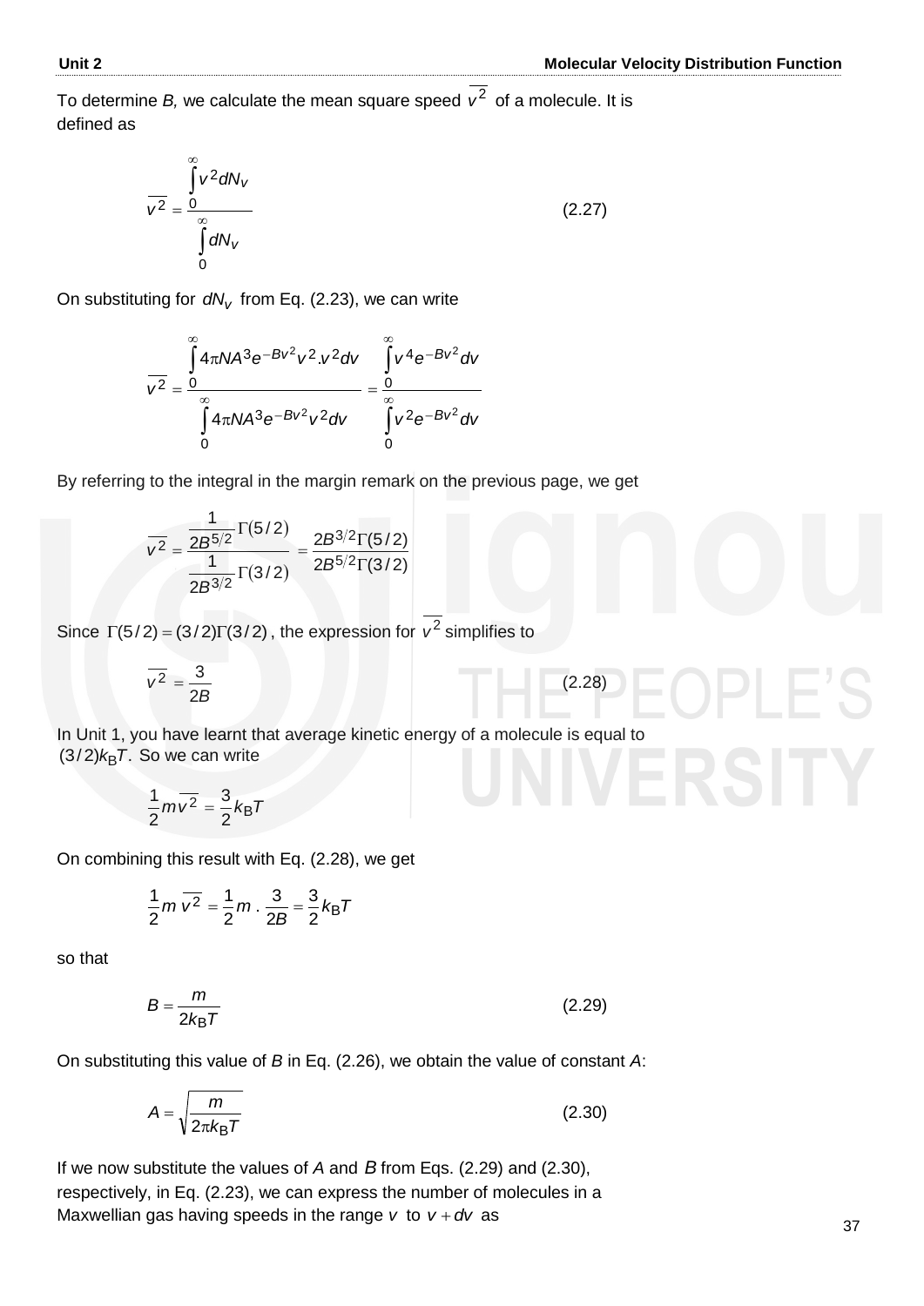To determine $B$, we calculate the mean square speed $\overline{v^2}$ of a molecule. It is defined as

$$\overline{v^2} = \frac{\int_0^\infty v^2 dN_v}{\int_0^\infty dN_v} \tag{2.27}$$

On substituting for $dN_v$ from Eq. (2.23), we can write

$$\overline{v^2} = \frac{\int_0^\infty 4\pi N A^3 e^{-Bv^2} v^2 . v^2 dv}{\int_0^\infty 4\pi N A^3 e^{-Bv^2} v^2 dv} = \frac{\int_0^\infty v^4 e^{-Bv^2} dv}{\int_0^\infty v^2 e^{-Bv^2} dv}$$

By referring to the integral in the margin remark on the previous page, we get

$$\overline{v^2} = \frac{\frac{1}{2B^{5/2}}\Gamma(5/2)}{\frac{1}{2B^{3/2}}\Gamma(3/2)} = \frac{2B^{3/2}\Gamma(5/2)}{2B^{5/2}\Gamma(3/2)}$$

Since $\Gamma(5/2) = (3/2)\Gamma(3/2)$, the expression for $\overline{v^2}$ simplifies to

$$\overline{v^2} = \frac{3}{2B} \tag{2.28}$$

In Unit 1, you have learnt that average kinetic energy of a molecule is equal to $(3/2)k_B T$. So we can write

$$\frac{1}{2}m\overline{v^2} = \frac{3}{2}k_B T$$

On combining this result with Eq. (2.28), we get

$$\frac{1}{2}m\,\overline{v^2} = \frac{1}{2}m \, . \, \frac{3}{2B} = \frac{3}{2}k_B T$$

so that

$$B = \frac{m}{2k_B T} \tag{2.29}$$

On substituting this value of $B$ in Eq. (2.26), we obtain the value of constant $A$:

$$A = \sqrt{\frac{m}{2\pi k_B T}} \tag{2.30}$$

If we now substitute the values of $A$ and $B$ from Eqs. (2.29) and (2.30), respectively, in Eq. (2.23), we can express the number of molecules in a Maxwellian gas having speeds in the range $v$ to $v + dv$ as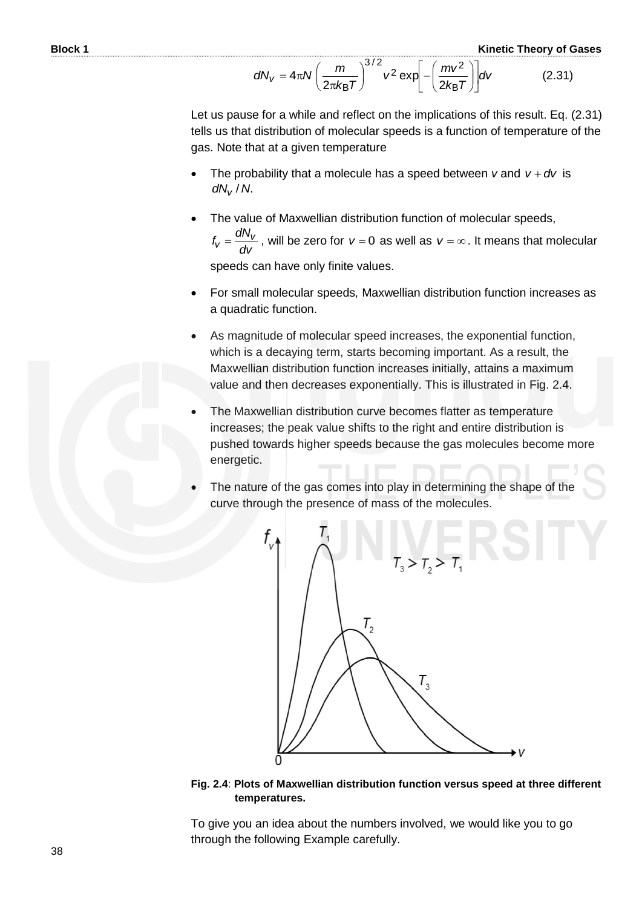$$dN_v = 4\pi N \left(\frac{m}{2\pi k_B T}\right)^{3/2} v^2 \exp\left[-\left(\frac{mv^2}{2k_B T}\right)\right] dv \qquad (2.31)$$

Let us pause for a while and reflect on the implications of this result. Eq. (2.31) tells us that distribution of molecular speeds is a function of temperature of the gas. Note that at a given temperature

- The probability that a molecule has a speed between $v$ and $v + dv$ is $dN_v / N$.
- The value of Maxwellian distribution function of molecular speeds, $f_v = \dfrac{dN_v}{dv}$, will be zero for $v = 0$ as well as $v = \infty$. It means that molecular speeds can have only finite values.
- For small molecular speeds, Maxwellian distribution function increases as a quadratic function.
- As magnitude of molecular speed increases, the exponential function, which is a decaying term, starts becoming important. As a result, the Maxwellian distribution function increases initially, attains a maximum value and then decreases exponentially. This is illustrated in Fig. 2.4.
- The Maxwellian distribution curve becomes flatter as temperature increases; the peak value shifts to the right and entire distribution is pushed towards higher speeds because the gas molecules become more energetic.
- The nature of the gas comes into play in determining the shape of the curve through the presence of mass of the molecules.

**Fig. 2.4**: **Plots of Maxwellian distribution function versus speed at three different temperatures.**

To give you an idea about the numbers involved, we would like you to go through the following Example carefully.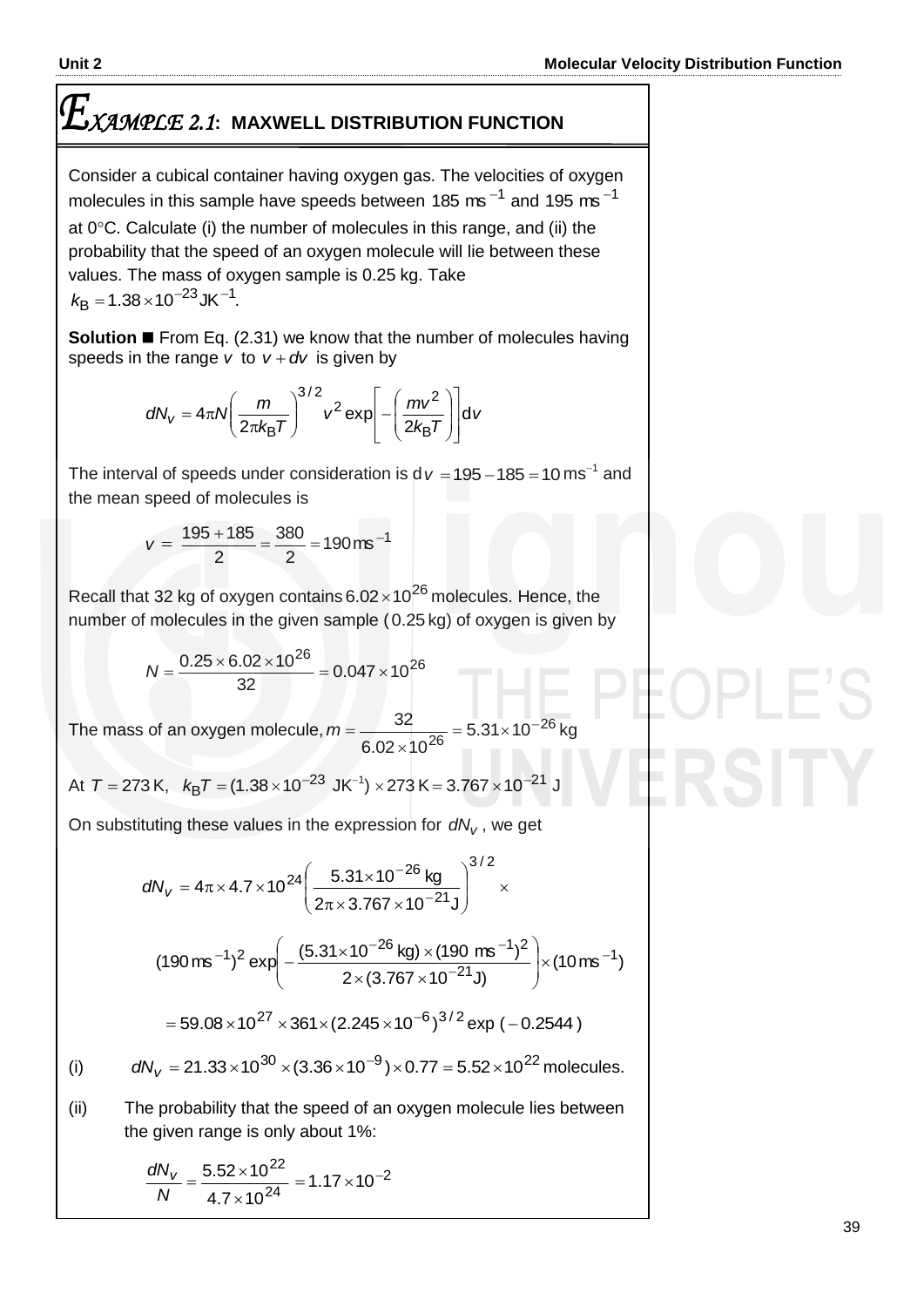## *EXAMPLE 2.1*: MAXWELL DISTRIBUTION FUNCTION

Consider a cubical container having oxygen gas. The velocities of oxygen molecules in this sample have speeds between 185 $\text{ms}^{-1}$ and 195 $\text{ms}^{-1}$ at 0°C. Calculate (i) the number of molecules in this range, and (ii) the probability that the speed of an oxygen molecule will lie between these values. The mass of oxygen sample is 0.25 kg. Take $k_B = 1.38 \times 10^{-23} \text{JK}^{-1}$.

**Solution** ■ From Eq. (2.31) we know that the number of molecules having speeds in the range $v$ to $v + dv$ is given by

$$dN_v = 4\pi N \left(\frac{m}{2\pi k_B T}\right)^{3/2} v^2 \exp\left[-\left(\frac{mv^2}{2k_B T}\right)\right] dv$$

The interval of speeds under consideration is $dv = 195 - 185 = 10 \text{ ms}^{-1}$ and the mean speed of molecules is

$$v = \frac{195 + 185}{2} = \frac{380}{2} = 190 \text{ ms}^{-1}$$

Recall that 32 kg of oxygen contains $6.02 \times 10^{26}$ molecules. Hence, the number of molecules in the given sample (0.25 kg) of oxygen is given by

$$N = \frac{0.25 \times 6.02 \times 10^{26}}{32} = 0.047 \times 10^{26}$$

The mass of an oxygen molecule, $m = \dfrac{32}{6.02 \times 10^{26}} = 5.31 \times 10^{-26} \text{ kg}$

At $T = 273 \text{ K}$, $k_B T = (1.38 \times 10^{-23} \text{ JK}^{-1}) \times 273 \text{ K} = 3.767 \times 10^{-21} \text{ J}$

On substituting these values in the expression for $dN_v$, we get

$$dN_v = 4\pi \times 4.7 \times 10^{24} \left(\frac{5.31 \times 10^{-26} \text{ kg}}{2\pi \times 3.767 \times 10^{-21} \text{J}}\right)^{3/2} \times$$

$$(190 \text{ ms}^{-1})^2 \exp\left(-\frac{(5.31 \times 10^{-26} \text{ kg}) \times (190 \text{ ms}^{-1})^2}{2 \times (3.767 \times 10^{-21} \text{J})}\right) \times (10 \text{ ms}^{-1})$$

$$= 59.08 \times 10^{27} \times 361 \times (2.245 \times 10^{-6})^{3/2} \exp(-0.2544)$$

(i) $\quad dN_v = 21.33 \times 10^{30} \times (3.36 \times 10^{-9}) \times 0.77 = 5.52 \times 10^{22}$ molecules.

(ii) The probability that the speed of an oxygen molecule lies between the given range is only about 1%:

$$\frac{dN_v}{N} = \frac{5.52 \times 10^{22}}{4.7 \times 10^{24}} = 1.17 \times 10^{-2}$$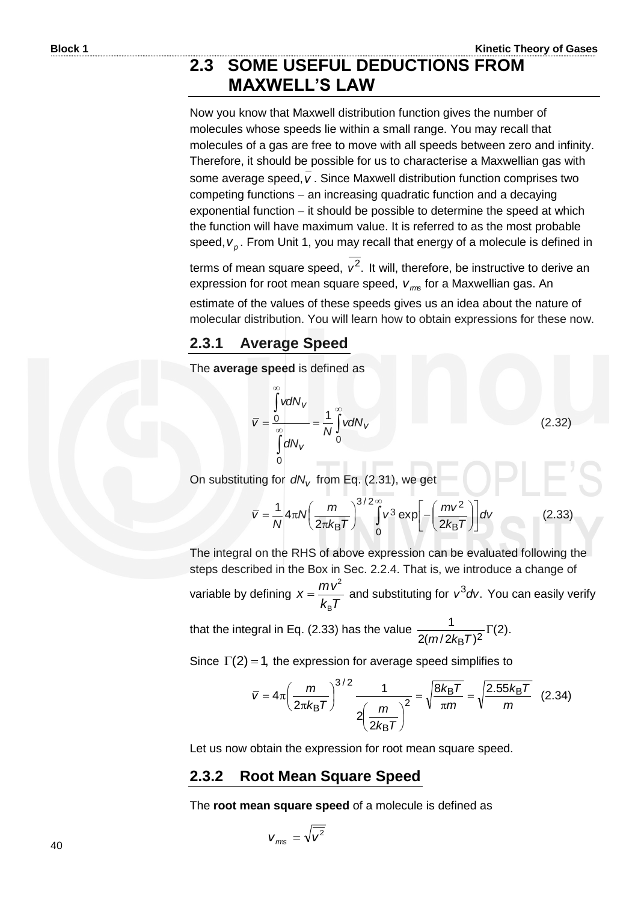## 2.3 SOME USEFUL DEDUCTIONS FROM MAXWELL'S LAW

Now you know that Maxwell distribution function gives the number of molecules whose speeds lie within a small range. You may recall that molecules of a gas are free to move with all speeds between zero and infinity. Therefore, it should be possible for us to characterise a Maxwellian gas with some average speed, $\bar{v}$ . Since Maxwell distribution function comprises two competing functions − an increasing quadratic function and a decaying exponential function − it should be possible to determine the speed at which the function will have maximum value. It is referred to as the most probable speed, $v_p$. From Unit 1, you may recall that energy of a molecule is defined in terms of mean square speed, $\overline{v^2}$. It will, therefore, be instructive to derive an expression for root mean square speed, $v_{rms}$ for a Maxwellian gas. An estimate of the values of these speeds gives us an idea about the nature of molecular distribution. You will learn how to obtain expressions for these now.

### 2.3.1 Average Speed

The **average speed** is defined as

$$\bar{v} = \frac{\int_0^\infty v dN_v}{\int_0^\infty dN_v} = \frac{1}{N}\int_0^\infty v dN_v \tag{2.32}$$

On substituting for $dN_v$ from Eq. (2.31), we get

$$\bar{v} = \frac{1}{N} 4\pi N \left(\frac{m}{2\pi k_B T}\right)^{3/2} \int_0^\infty v^3 \exp\left[-\left(\frac{mv^2}{2k_B T}\right)\right] dv \tag{2.33}$$

The integral on the RHS of above expression can be evaluated following the steps described in the Box in Sec. 2.2.4. That is, we introduce a change of variable by defining $x = \frac{mv^2}{k_B T}$ and substituting for $v^3 dv$. You can easily verify that the integral in Eq. (2.33) has the value $\frac{1}{2(m/2k_B T)^2}\Gamma(2)$.

Since $\Gamma(2) = 1$, the expression for average speed simplifies to

$$\bar{v} = 4\pi\left(\frac{m}{2\pi k_B T}\right)^{3/2} \frac{1}{2\left(\frac{m}{2k_B T}\right)^2} = \sqrt{\frac{8k_B T}{\pi m}} = \sqrt{\frac{2.55 k_B T}{m}} \tag{2.34}$$

Let us now obtain the expression for root mean square speed.

### 2.3.2 Root Mean Square Speed

The **root mean square speed** of a molecule is defined as

$$v_{rms} = \sqrt{\overline{v^2}}$$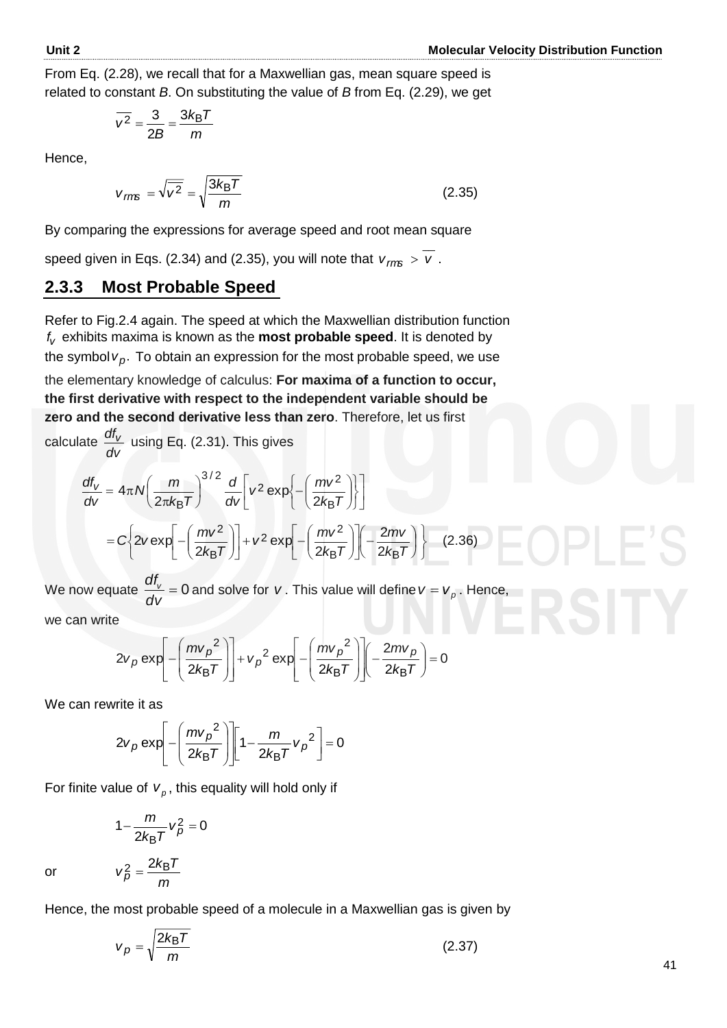From Eq. (2.28), we recall that for a Maxwellian gas, mean square speed is related to constant $B$. On substituting the value of $B$ from Eq. (2.29), we get

$$\overline{v^2} = \frac{3}{2B} = \frac{3k_B T}{m}$$

Hence,

$$v_{rms} = \sqrt{\overline{v^2}} = \sqrt{\frac{3k_B T}{m}} \tag{2.35}$$

By comparing the expressions for average speed and root mean square speed given in Eqs. (2.34) and (2.35), you will note that $v_{rms} > \overline{v}$.

### 2.3.3 Most Probable Speed

Refer to Fig.2.4 again. The speed at which the Maxwellian distribution function $f_v$ exhibits maxima is known as the **most probable speed**. It is denoted by the symbol $v_p$. To obtain an expression for the most probable speed, we use the elementary knowledge of calculus: **For maxima of a function to occur, the first derivative with respect to the independent variable should be zero and the second derivative less than zero**. Therefore, let us first calculate $\frac{df_v}{dv}$ using Eq. (2.31). This gives

$$\frac{df_v}{dv} = 4\pi N\left(\frac{m}{2\pi k_B T}\right)^{3/2} \frac{d}{dv}\left[v^2 \exp\left\{-\left(\frac{mv^2}{2k_B T}\right)\right\}\right]$$

$$= C\left\{2v \exp\left[-\left(\frac{mv^2}{2k_B T}\right)\right] + v^2 \exp\left[-\left(\frac{mv^2}{2k_B T}\right)\right]\left(-\frac{2mv}{2k_B T}\right)\right\} \tag{2.36}$$

We now equate $\frac{df_v}{dv} = 0$ and solve for $v$. This value will define $v = v_p$. Hence, we can write

$$2v_p \exp\left[-\left(\frac{m{v_p}^2}{2k_B T}\right)\right] + {v_p}^2 \exp\left[-\left(\frac{m{v_p}^2}{2k_B T}\right)\right]\left(-\frac{2mv_p}{2k_B T}\right) = 0$$

We can rewrite it as

$$2v_p \exp\left[-\left(\frac{m{v_p}^2}{2k_B T}\right)\right]\left[1 - \frac{m}{2k_B T}{v_p}^2\right] = 0$$

For finite value of $v_p$, this equality will hold only if

$$1 - \frac{m}{2k_B T}v_p^2 = 0$$

or

$$v_p^2 = \frac{2k_B T}{m}$$

Hence, the most probable speed of a molecule in a Maxwellian gas is given by

$$v_p = \sqrt{\frac{2k_B T}{m}} \tag{2.37}$$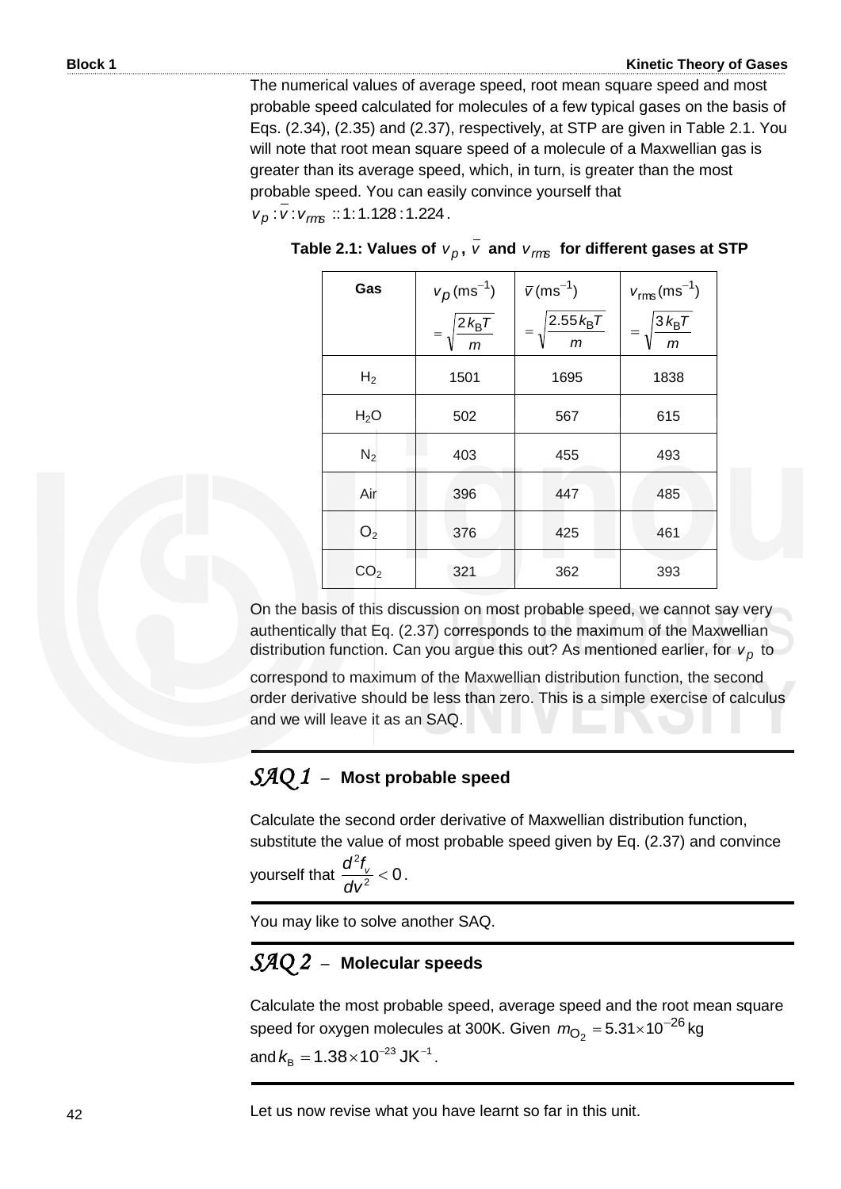The numerical values of average speed, root mean square speed and most probable speed calculated for molecules of a few typical gases on the basis of Eqs. (2.34), (2.35) and (2.37), respectively, at STP are given in Table 2.1. You will note that root mean square speed of a molecule of a Maxwellian gas is greater than its average speed, which, in turn, is greater than the most probable speed. You can easily convince yourself that $v_p : \bar{v} : v_{rms} :: 1 : 1.128 : 1.224$.

**Table 2.1: Values of $v_p$, $\bar{v}$ and $v_{rms}$ for different gases at STP**

| Gas | $v_p\,(\text{ms}^{-1}) = \sqrt{\dfrac{2k_BT}{m}}$ | $\bar{v}\,(\text{ms}^{-1}) = \sqrt{\dfrac{2.55k_BT}{m}}$ | $v_{rms}\,(\text{ms}^{-1}) = \sqrt{\dfrac{3k_BT}{m}}$ |
|---|---|---|---|
| $H_2$ | 1501 | 1695 | 1838 |
| $H_2O$ | 502 | 567 | 615 |
| $N_2$ | 403 | 455 | 493 |
| Air | 396 | 447 | 485 |
| $O_2$ | 376 | 425 | 461 |
| $CO_2$ | 321 | 362 | 393 |

On the basis of this discussion on most probable speed, we cannot say very authentically that Eq. (2.37) corresponds to the maximum of the Maxwellian distribution function. Can you argue this out? As mentioned earlier, for $v_p$ to correspond to maximum of the Maxwellian distribution function, the second order derivative should be less than zero. This is a simple exercise of calculus and we will leave it as an SAQ.

## *SAQ 1* – Most probable speed

Calculate the second order derivative of Maxwellian distribution function, substitute the value of most probable speed given by Eq. (2.37) and convince yourself that $\dfrac{d^2 f_v}{dv^2} < 0$.

You may like to solve another SAQ.

## *SAQ 2* – Molecular speeds

Calculate the most probable speed, average speed and the root mean square speed for oxygen molecules at 300K. Given $m_{O_2} = 5.31 \times 10^{-26}$ kg and $k_B = 1.38 \times 10^{-23}\,\text{JK}^{-1}$.

Let us now revise what you have learnt so far in this unit.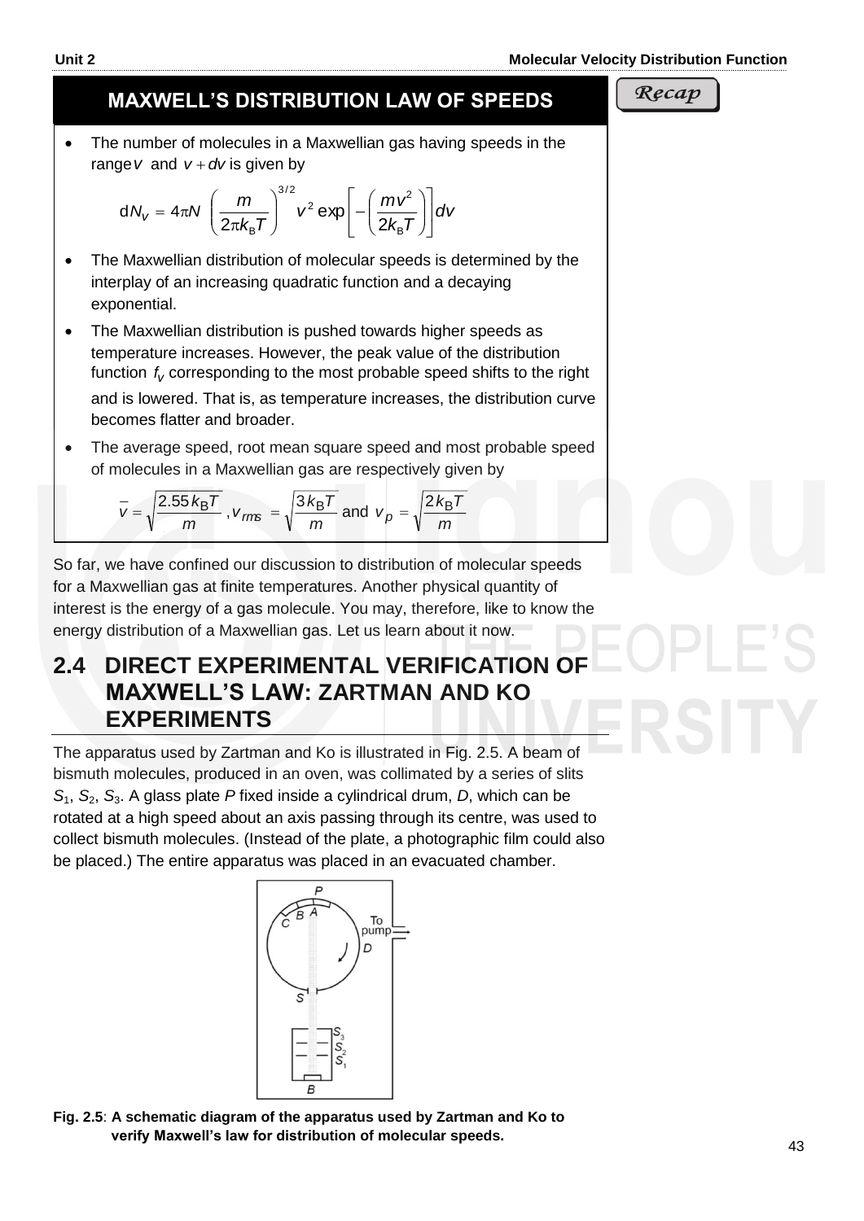## MAXWELL'S DISTRIBUTION LAW OF SPEEDS

*Recap*

- The number of molecules in a Maxwellian gas having speeds in the range $v$ and $v + dv$ is given by

$$dN_v = 4\pi N \left(\frac{m}{2\pi k_B T}\right)^{3/2} v^2 \exp\left[-\left(\frac{mv^2}{2k_B T}\right)\right] dv$$

- The Maxwellian distribution of molecular speeds is determined by the interplay of an increasing quadratic function and a decaying exponential.
- The Maxwellian distribution is pushed towards higher speeds as temperature increases. However, the peak value of the distribution function $f_v$ corresponding to the most probable speed shifts to the right and is lowered. That is, as temperature increases, the distribution curve becomes flatter and broader.
- The average speed, root mean square speed and most probable speed of molecules in a Maxwellian gas are respectively given by

$$\bar{v} = \sqrt{\frac{2.55\, k_B T}{m}}, v_{rms} = \sqrt{\frac{3k_B T}{m}} \text{ and } v_p = \sqrt{\frac{2k_B T}{m}}$$

So far, we have confined our discussion to distribution of molecular speeds for a Maxwellian gas at finite temperatures. Another physical quantity of interest is the energy of a gas molecule. You may, therefore, like to know the energy distribution of a Maxwellian gas. Let us learn about it now.

## 2.4 DIRECT EXPERIMENTAL VERIFICATION OF MAXWELL'S LAW: ZARTMAN AND KO EXPERIMENTS

The apparatus used by Zartman and Ko is illustrated in Fig. 2.5. A beam of bismuth molecules, produced in an oven, was collimated by a series of slits $S_1$, $S_2$, $S_3$. A glass plate $P$ fixed inside a cylindrical drum, $D$, which can be rotated at a high speed about an axis passing through its centre, was used to collect bismuth molecules. (Instead of the plate, a photographic film could also be placed.) The entire apparatus was placed in an evacuated chamber.

**Fig. 2.5**: **A schematic diagram of the apparatus used by Zartman and Ko to verify Maxwell's law for distribution of molecular speeds.**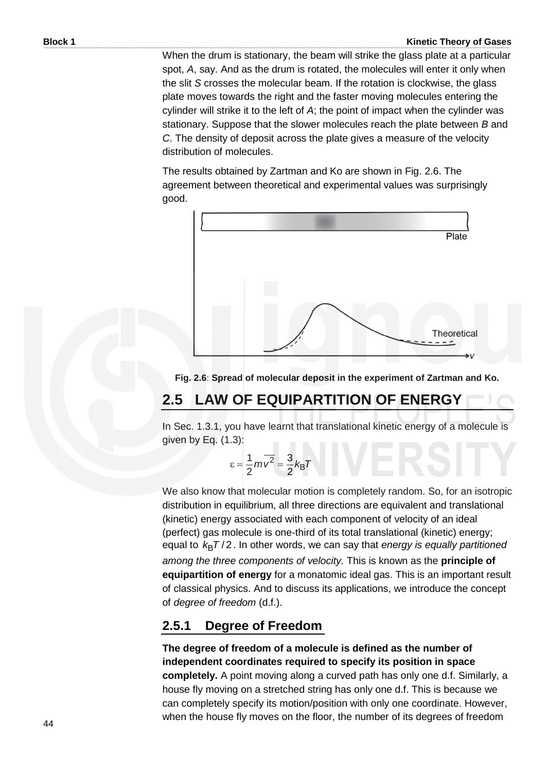When the drum is stationary, the beam will strike the glass plate at a particular spot, *A*, say. And as the drum is rotated, the molecules will enter it only when the slit *S* crosses the molecular beam. If the rotation is clockwise, the glass plate moves towards the right and the faster moving molecules entering the cylinder will strike it to the left of *A*; the point of impact when the cylinder was stationary. Suppose that the slower molecules reach the plate between *B* and *C*. The density of deposit across the plate gives a measure of the velocity distribution of molecules.

The results obtained by Zartman and Ko are shown in Fig. 2.6. The agreement between theoretical and experimental values was surprisingly good.

**Fig. 2.6**: **Spread of molecular deposit in the experiment of Zartman and Ko.**

## 2.5 LAW OF EQUIPARTITION OF ENERGY

In Sec. 1.3.1, you have learnt that translational kinetic energy of a molecule is given by Eq. (1.3):

$$\varepsilon = \frac{1}{2}m\overline{v^2} = \frac{3}{2}k_B T$$

We also know that molecular motion is completely random. So, for an isotropic distribution in equilibrium, all three directions are equivalent and translational (kinetic) energy associated with each component of velocity of an ideal (perfect) gas molecule is one-third of its total translational (kinetic) energy; equal to $k_B T/2$. In other words, we can say that *energy is equally partitioned among the three components of velocity*. This is known as the **principle of equipartition of energy** for a monatomic ideal gas. This is an important result of classical physics. And to discuss its applications, we introduce the concept of *degree of freedom* (d.f.).

### 2.5.1 Degree of Freedom

**The degree of freedom of a molecule is defined as the number of independent coordinates required to specify its position in space completely.** A point moving along a curved path has only one d.f. Similarly, a house fly moving on a stretched string has only one d.f. This is because we can completely specify its motion/position with only one coordinate. However, when the house fly moves on the floor, the number of its degrees of freedom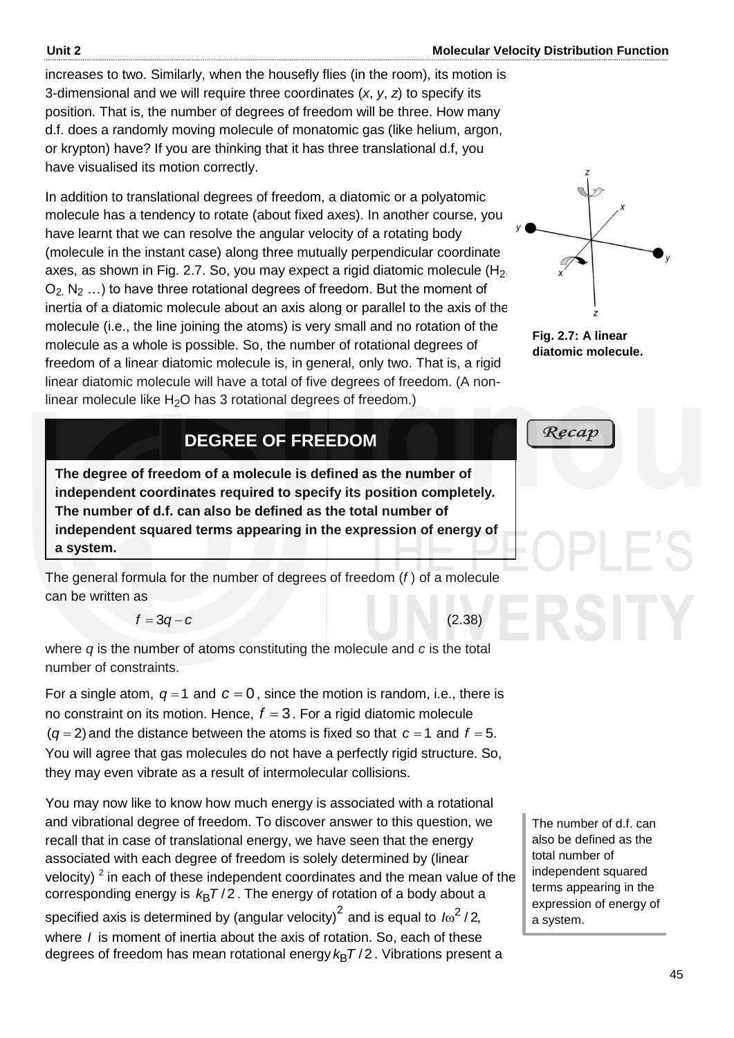increases to two. Similarly, when the housefly flies (in the room), its motion is 3-dimensional and we will require three coordinates ($x$, $y$, $z$) to specify its position. That is, the number of degrees of freedom will be three. How many d.f. does a randomly moving molecule of monatomic gas (like helium, argon, or krypton) have? If you are thinking that it has three translational d.f, you have visualised its motion correctly.

In addition to translational degrees of freedom, a diatomic or a polyatomic molecule has a tendency to rotate (about fixed axes). In another course, you have learnt that we can resolve the angular velocity of a rotating body (molecule in the instant case) along three mutually perpendicular coordinate axes, as shown in Fig. 2.7. So, you may expect a rigid diatomic molecule ($H_2$, $O_2$, $N_2$ …) to have three rotational degrees of freedom. But the moment of inertia of a diatomic molecule about an axis along or parallel to the axis of the molecule (i.e., the line joining the atoms) is very small and no rotation of the molecule as a whole is possible. So, the number of rotational degrees of freedom of a linear diatomic molecule is, in general, only two. That is, a rigid linear diatomic molecule will have a total of five degrees of freedom. (A non-linear molecule like $H_2O$ has 3 rotational degrees of freedom.)

**Fig. 2.7: A linear diatomic molecule.**

*Recap*

## DEGREE OF FREEDOM

**The degree of freedom of a molecule is defined as the number of independent coordinates required to specify its position completely. The number of d.f. can also be defined as the total number of independent squared terms appearing in the expression of energy of a system.**

The general formula for the number of degrees of freedom ($f$) of a molecule can be written as

$$f = 3q - c \tag{2.38}$$

where $q$ is the number of atoms constituting the molecule and $c$ is the total number of constraints.

For a single atom, $q = 1$ and $c = 0$, since the motion is random, i.e., there is no constraint on its motion. Hence, $f = 3$. For a rigid diatomic molecule $(q = 2)$ and the distance between the atoms is fixed so that $c = 1$ and $f = 5$. You will agree that gas molecules do not have a perfectly rigid structure. So, they may even vibrate as a result of intermolecular collisions.

You may now like to know how much energy is associated with a rotational and vibrational degree of freedom. To discover answer to this question, we recall that in case of translational energy, we have seen that the energy associated with each degree of freedom is solely determined by (linear velocity)$^2$ in each of these independent coordinates and the mean value of the corresponding energy is $k_B T/2$. The energy of rotation of a body about a specified axis is determined by (angular velocity)$^2$ and is equal to $I\omega^2/2$, where $I$ is moment of inertia about the axis of rotation. So, each of these degrees of freedom has mean rotational energy $k_B T/2$. Vibrations present a

The number of d.f. can also be defined as the total number of independent squared terms appearing in the expression of energy of a system.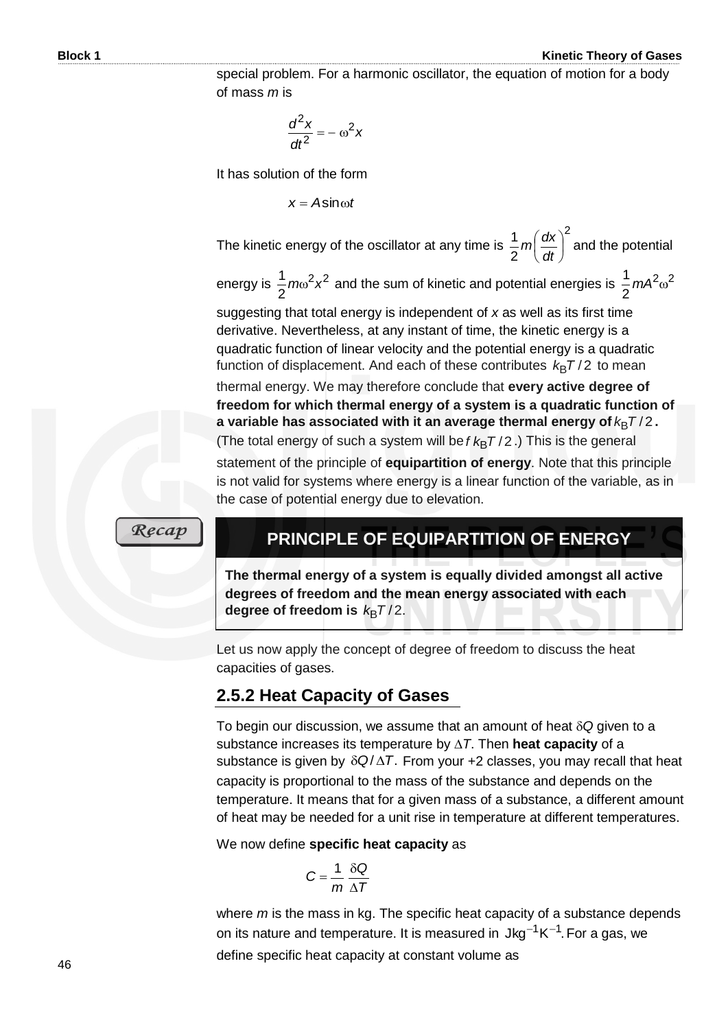special problem. For a harmonic oscillator, the equation of motion for a body of mass $m$ is

$$\frac{d^2x}{dt^2} = -\omega^2 x$$

It has solution of the form

$$x = A\sin\omega t$$

The kinetic energy of the oscillator at any time is $\frac{1}{2}m\left(\frac{dx}{dt}\right)^2$ and the potential energy is $\frac{1}{2}m\omega^2 x^2$ and the sum of kinetic and potential energies is $\frac{1}{2}mA^2\omega^2$ suggesting that total energy is independent of $x$ as well as its first time derivative. Nevertheless, at any instant of time, the kinetic energy is a quadratic function of linear velocity and the potential energy is a quadratic function of displacement. And each of these contributes $k_B T/2$ to mean thermal energy. We may therefore conclude that **every active degree of freedom for which thermal energy of a system is a quadratic function of a variable has associated with it an average thermal energy of $k_B T/2$.** (The total energy of such a system will be $f\,k_B T/2$.) This is the general statement of the principle of **equipartition of energy**. Note that this principle is not valid for systems where energy is a linear function of the variable, as in the case of potential energy due to elevation.

*Recap*

**PRINCIPLE OF EQUIPARTITION OF ENERGY**

**The thermal energy of a system is equally divided amongst all active degrees of freedom and the mean energy associated with each degree of freedom is $k_B T/2$.**

Let us now apply the concept of degree of freedom to discuss the heat capacities of gases.

## 2.5.2 Heat Capacity of Gases

To begin our discussion, we assume that an amount of heat $\delta Q$ given to a substance increases its temperature by $\Delta T$. Then **heat capacity** of a substance is given by $\delta Q/\Delta T$. From your +2 classes, you may recall that heat capacity is proportional to the mass of the substance and depends on the temperature. It means that for a given mass of a substance, a different amount of heat may be needed for a unit rise in temperature at different temperatures.

We now define **specific heat capacity** as

$$C = \frac{1}{m}\frac{\delta Q}{\Delta T}$$

where $m$ is the mass in kg. The specific heat capacity of a substance depends on its nature and temperature. It is measured in $\text{Jkg}^{-1}\text{K}^{-1}$. For a gas, we define specific heat capacity at constant volume as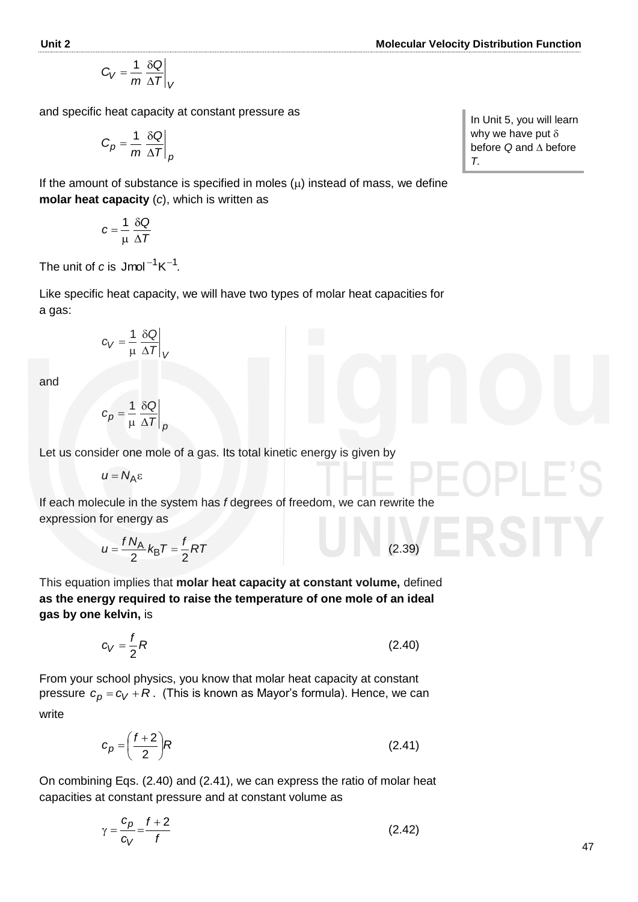$$C_V = \frac{1}{m} \left. \frac{\delta Q}{\Delta T} \right|_V$$

and specific heat capacity at constant pressure as

$$C_p = \frac{1}{m} \left. \frac{\delta Q}{\Delta T} \right|_p$$

In Unit 5, you will learn why we have put $\delta$ before $Q$ and $\Delta$ before $T$.

If the amount of substance is specified in moles ($\mu$) instead of mass, we define **molar heat capacity** ($c$), which is written as

$$c = \frac{1}{\mu} \frac{\delta Q}{\Delta T}$$

The unit of $c$ is $\text{Jmol}^{-1}\text{K}^{-1}$.

Like specific heat capacity, we will have two types of molar heat capacities for a gas:

$$c_V = \frac{1}{\mu} \left. \frac{\delta Q}{\Delta T} \right|_V$$

and

$$c_p = \frac{1}{\mu} \left. \frac{\delta Q}{\Delta T} \right|_p$$

Let us consider one mole of a gas. Its total kinetic energy is given by

$$u = N_A \varepsilon$$

If each molecule in the system has $f$ degrees of freedom, we can rewrite the expression for energy as

$$u = \frac{f N_A}{2} k_B T = \frac{f}{2} RT \qquad (2.39)$$

This equation implies that **molar heat capacity at constant volume,** defined **as the energy required to raise the temperature of one mole of an ideal gas by one kelvin,** is

$$c_V = \frac{f}{2} R \qquad (2.40)$$

From your school physics, you know that molar heat capacity at constant pressure $c_p = c_V + R$. (This is known as Mayor's formula). Hence, we can write

$$c_p = \left( \frac{f+2}{2} \right) R \qquad (2.41)$$

On combining Eqs. (2.40) and (2.41), we can express the ratio of molar heat capacities at constant pressure and at constant volume as

$$\gamma = \frac{c_p}{c_V} = \frac{f+2}{f} \qquad (2.42)$$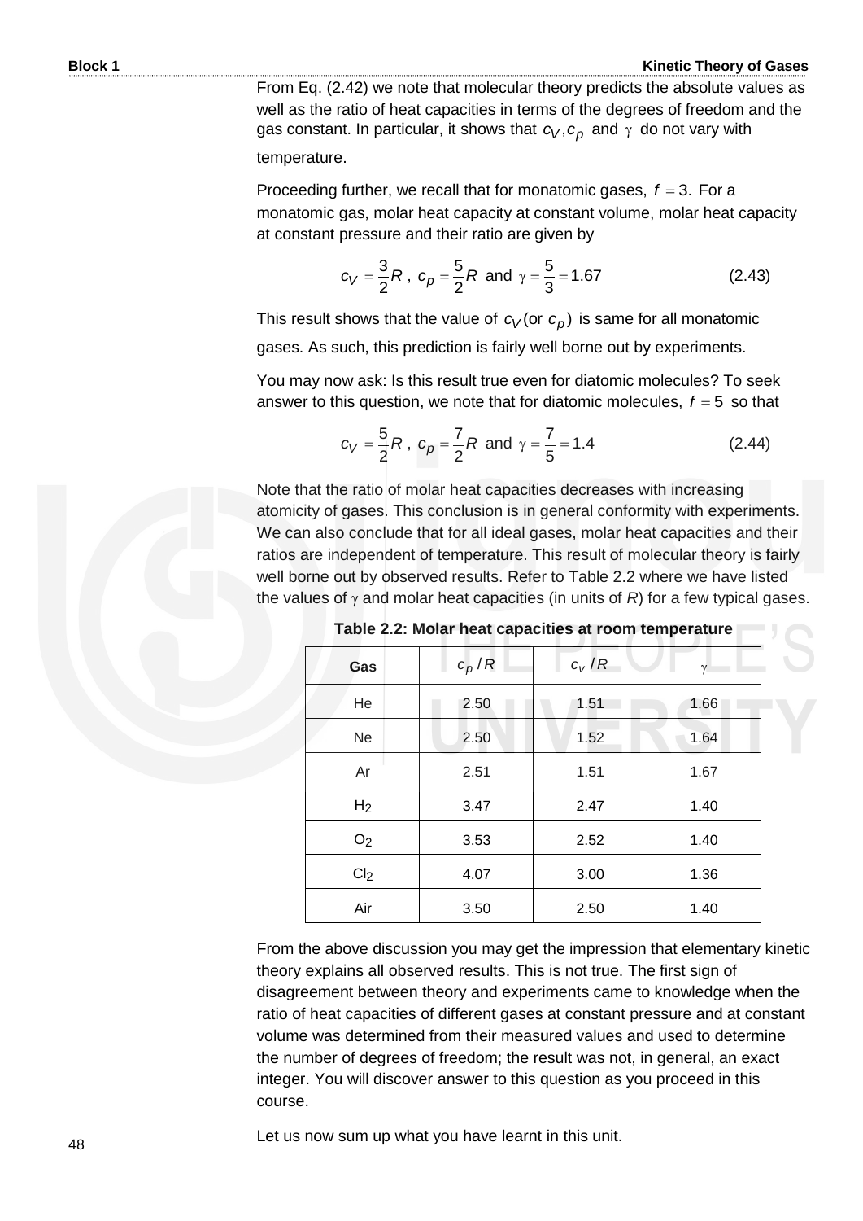From Eq. (2.42) we note that molecular theory predicts the absolute values as well as the ratio of heat capacities in terms of the degrees of freedom and the gas constant. In particular, it shows that $c_V, c_p$ and $\gamma$ do not vary with temperature.

Proceeding further, we recall that for monatomic gases, $f = 3.$ For a monatomic gas, molar heat capacity at constant volume, molar heat capacity at constant pressure and their ratio are given by

$$c_V = \frac{3}{2}R\ ,\ c_p = \frac{5}{2}R \text{ and } \gamma = \frac{5}{3} = 1.67 \qquad (2.43)$$

This result shows that the value of $c_V$ (or $c_p$) is same for all monatomic gases. As such, this prediction is fairly well borne out by experiments.

You may now ask: Is this result true even for diatomic molecules? To seek answer to this question, we note that for diatomic molecules, $f = 5$ so that

$$c_V = \frac{5}{2}R\ ,\ c_p = \frac{7}{2}R \text{ and } \gamma = \frac{7}{5} = 1.4 \qquad (2.44)$$

Note that the ratio of molar heat capacities decreases with increasing atomicity of gases. This conclusion is in general conformity with experiments. We can also conclude that for all ideal gases, molar heat capacities and their ratios are independent of temperature. This result of molecular theory is fairly well borne out by observed results. Refer to Table 2.2 where we have listed the values of $\gamma$ and molar heat capacities (in units of $R$) for a few typical gases.

**Table 2.2: Molar heat capacities at room temperature**

| Gas | $c_p/R$ | $c_v/R$ | $\gamma$ |
|---|---|---|---|
| He | 2.50 | 1.51 | 1.66 |
| Ne | 2.50 | 1.52 | 1.64 |
| Ar | 2.51 | 1.51 | 1.67 |
| $H_2$ | 3.47 | 2.47 | 1.40 |
| $O_2$ | 3.53 | 2.52 | 1.40 |
| $Cl_2$ | 4.07 | 3.00 | 1.36 |
| Air | 3.50 | 2.50 | 1.40 |

From the above discussion you may get the impression that elementary kinetic theory explains all observed results. This is not true. The first sign of disagreement between theory and experiments came to knowledge when the ratio of heat capacities of different gases at constant pressure and at constant volume was determined from their measured values and used to determine the number of degrees of freedom; the result was not, in general, an exact integer. You will discover answer to this question as you proceed in this course.

Let us now sum up what you have learnt in this unit.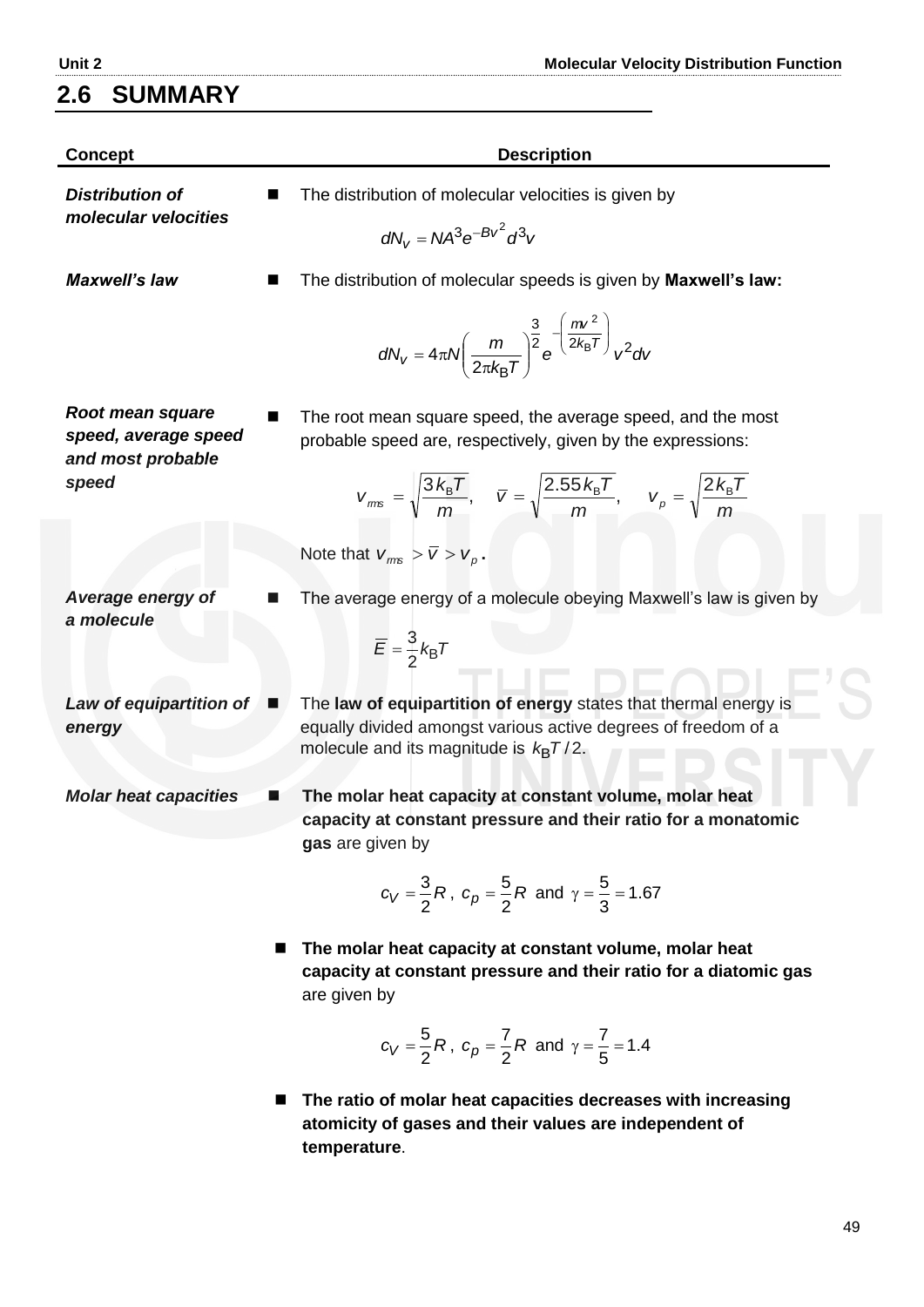## 2.6 SUMMARY

| Concept | Description |
|---|---|
| ***Distribution of molecular velocities*** | ■ The distribution of molecular velocities is given by $$dN_v = NA^3 e^{-Bv^2} d^3v$$ |
| ***Maxwell's law*** | ■ The distribution of molecular speeds is given by **Maxwell's law:** $$dN_v = 4\pi N \left(\frac{m}{2\pi k_B T}\right)^{\frac{3}{2}} e^{-\left(\frac{mv^2}{2k_B T}\right)} v^2 dv$$ |
| ***Root mean square speed, average speed and most probable speed*** | ■ The root mean square speed, the average speed, and the most probable speed are, respectively, given by the expressions: $$v_{rms} = \sqrt{\frac{3k_B T}{m}}, \quad \bar{v} = \sqrt{\frac{2.55 k_B T}{m}}, \quad v_p = \sqrt{\frac{2k_B T}{m}}$$ Note that $v_{rms} > \bar{v} > v_p$. |
| ***Average energy of a molecule*** | ■ The average energy of a molecule obeying Maxwell's law is given by $$\bar{E} = \frac{3}{2} k_B T$$ |
| ***Law of equipartition of energy*** | ■ The **law of equipartition of energy** states that thermal energy is equally divided amongst various active degrees of freedom of a molecule and its magnitude is $k_B T/2$. |
| ***Molar heat capacities*** | ■ **The molar heat capacity at constant volume, molar heat capacity at constant pressure and their ratio for a monatomic gas** are given by $$c_V = \frac{3}{2}R, \; c_p = \frac{5}{2}R \text{ and } \gamma = \frac{5}{3} = 1.67$$ ■ **The molar heat capacity at constant volume, molar heat capacity at constant pressure and their ratio for a diatomic gas** are given by $$c_V = \frac{5}{2}R, \; c_p = \frac{7}{2}R \text{ and } \gamma = \frac{7}{5} = 1.4$$ ■ **The ratio of molar heat capacities decreases with increasing atomicity of gases and their values are independent of temperature**. |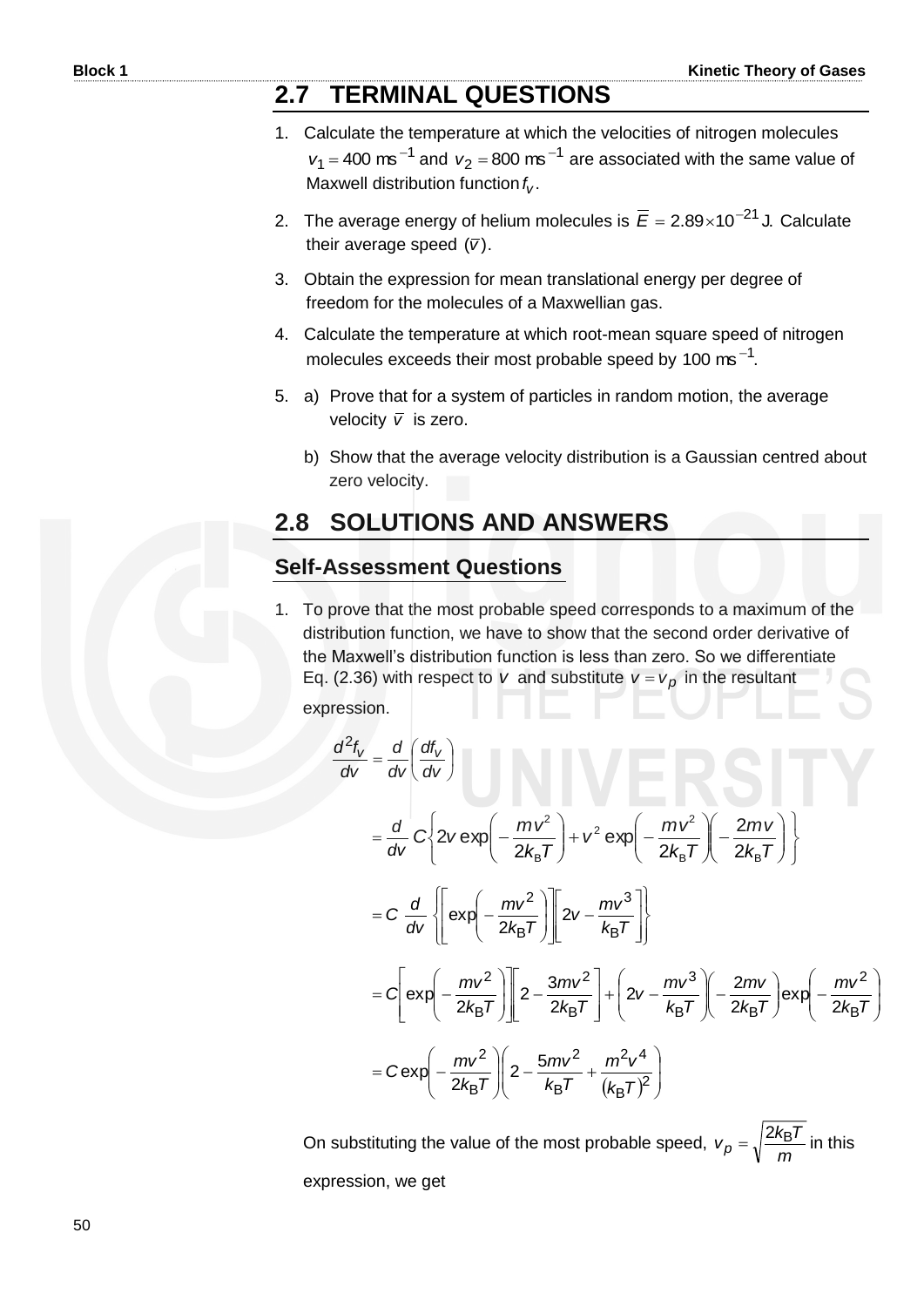## 2.7 TERMINAL QUESTIONS

1. Calculate the temperature at which the velocities of nitrogen molecules $v_1 = 400 \text{ ms}^{-1}$ and $v_2 = 800 \text{ ms}^{-1}$ are associated with the same value of Maxwell distribution function $f_v$.

2. The average energy of helium molecules is $\overline{E} = 2.89 \times 10^{-21}$ J. Calculate their average speed $(\overline{v})$.

3. Obtain the expression for mean translational energy per degree of freedom for the molecules of a Maxwellian gas.

4. Calculate the temperature at which root-mean square speed of nitrogen molecules exceeds their most probable speed by $100 \text{ ms}^{-1}$.

5. a) Prove that for a system of particles in random motion, the average velocity $\overline{v}$ is zero.

   b) Show that the average velocity distribution is a Gaussian centred about zero velocity.

## 2.8 SOLUTIONS AND ANSWERS

### Self-Assessment Questions

1. To prove that the most probable speed corresponds to a maximum of the distribution function, we have to show that the second order derivative of the Maxwell's distribution function is less than zero. So we differentiate Eq. (2.36) with respect to $v$ and substitute $v = v_p$ in the resultant expression.

$$\frac{d^2 f_v}{dv} = \frac{d}{dv}\left(\frac{df_v}{dv}\right)$$

$$= \frac{d}{dv} C\left\{2v \exp\left(-\frac{mv^2}{2k_B T}\right) + v^2 \exp\left(-\frac{mv^2}{2k_B T}\right)\left(-\frac{2mv}{2k_B T}\right)\right\}$$

$$= C\,\frac{d}{dv}\left\{\left[\exp\left(-\frac{mv^2}{2k_B T}\right)\right]\left[2v - \frac{mv^3}{k_B T}\right]\right\}$$

$$= C\left[\exp\left(-\frac{mv^2}{2k_B T}\right)\right]\left[2 - \frac{3mv^2}{2k_B T}\right] + \left(2v - \frac{mv^3}{k_B T}\right)\left(-\frac{2mv}{2k_B T}\right)\exp\left(-\frac{mv^2}{2k_B T}\right)$$

$$= C\exp\left(-\frac{mv^2}{2k_B T}\right)\left(2 - \frac{5mv^2}{k_B T} + \frac{m^2 v^4}{(k_B T)^2}\right)$$

On substituting the value of the most probable speed, $v_p = \sqrt{\frac{2k_B T}{m}}$ in this expression, we get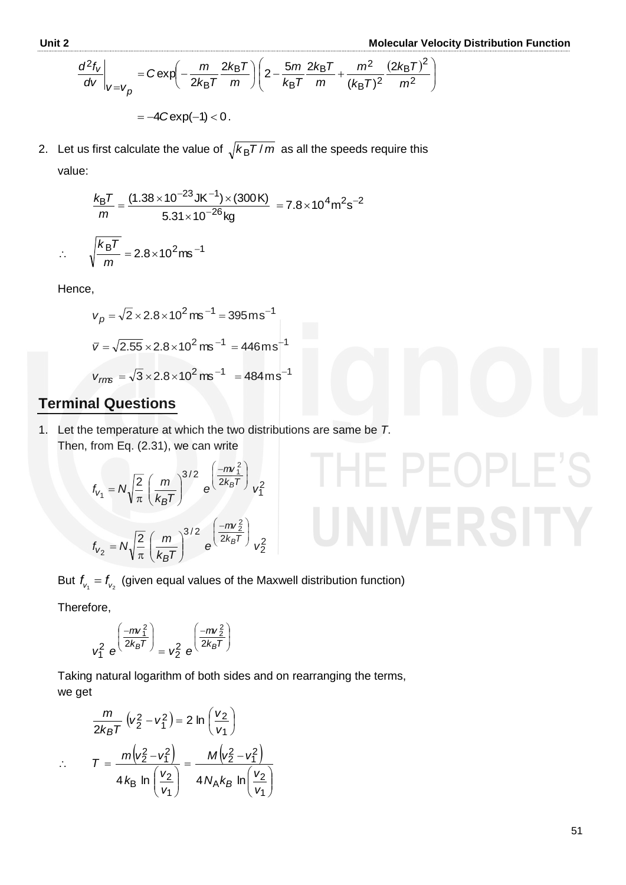$$\left.\frac{d^2 f_v}{dv}\right|_{v=v_p} = C\exp\left(-\frac{m}{2k_B T}\frac{2k_B T}{m}\right)\left(2-\frac{5m}{k_B T}\frac{2k_B T}{m}+\frac{m^2}{(k_B T)^2}\frac{(2k_B T)^2}{m^2}\right)$$

$$= -4C\exp(-1) < 0\,.$$

2. Let us first calculate the value of $\sqrt{k_B T/m}$ as all the speeds require this value:

$$\frac{k_B T}{m} = \frac{(1.38\times10^{-23}\,\mathrm{JK}^{-1})\times(300\,\mathrm{K})}{5.31\times10^{-26}\,\mathrm{kg}} = 7.8\times10^4\,\mathrm{m^2s^{-2}}$$

$$\therefore \quad \sqrt{\frac{k_B T}{m}} = 2.8\times10^2\,\mathrm{ms}^{-1}$$

Hence,

$$v_p = \sqrt{2}\times2.8\times10^2\,\mathrm{ms}^{-1} = 395\,\mathrm{ms}^{-1}$$

$$\bar{v} = \sqrt{2.55}\times2.8\times10^2\,\mathrm{ms}^{-1} = 446\,\mathrm{ms}^{-1}$$

$$v_{rms} = \sqrt{3}\times2.8\times10^2\,\mathrm{ms}^{-1} = 484\,\mathrm{ms}^{-1}$$

## Terminal Questions

1. Let the temperature at which the two distributions are same be $T$. Then, from Eq. (2.31), we can write

$$f_{v_1} = N\sqrt{\frac{2}{\pi}}\left(\frac{m}{k_B T}\right)^{3/2} e^{\left(\frac{-mv_1^2}{2k_B T}\right)} v_1^2$$

$$f_{v_2} = N\sqrt{\frac{2}{\pi}}\left(\frac{m}{k_B T}\right)^{3/2} e^{\left(\frac{-mv_2^2}{2k_B T}\right)} v_2^2$$

But $f_{v_1} = f_{v_2}$ (given equal values of the Maxwell distribution function)

Therefore,

$$v_1^2\, e^{\left(\frac{-mv_1^2}{2k_B T}\right)} = v_2^2\, e^{\left(\frac{-mv_2^2}{2k_B T}\right)}$$

Taking natural logarithm of both sides and on rearranging the terms, we get

$$\frac{m}{2k_B T}\left(v_2^2 - v_1^2\right) = 2\ln\left(\frac{v_2}{v_1}\right)$$

$$\therefore \quad T = \frac{m\left(v_2^2 - v_1^2\right)}{4k_B \ln\left(\frac{v_2}{v_1}\right)} = \frac{M\left(v_2^2 - v_1^2\right)}{4N_A k_B \ln\left(\frac{v_2}{v_1}\right)}$$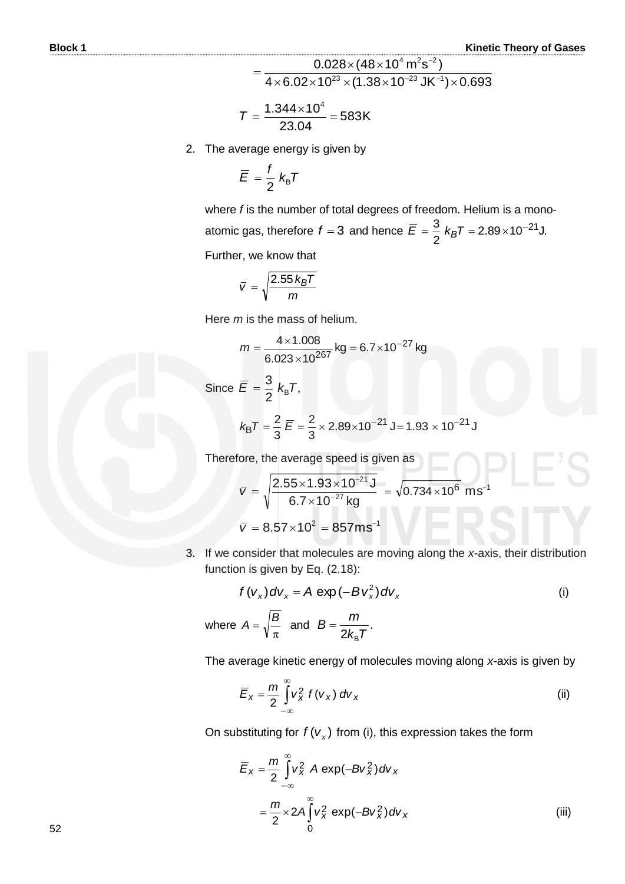$$= \frac{0.028 \times (48 \times 10^4 \text{ m}^2\text{s}^{-2})}{4 \times 6.02 \times 10^{23} \times (1.38 \times 10^{-23} \text{ JK}^{-1}) \times 0.693}$$

$$T = \frac{1.344 \times 10^4}{23.04} = 583\text{K}$$

2. The average energy is given by

$$\overline{E} = \frac{f}{2} k_B T$$

where $f$ is the number of total degrees of freedom. Helium is a mono-atomic gas, therefore $f = 3$ and hence $\overline{E} = \frac{3}{2} k_B T = 2.89 \times 10^{-21}$J.

Further, we know that

$$\overline{v} = \sqrt{\frac{2.55 k_B T}{m}}$$

Here $m$ is the mass of helium.

$$m = \frac{4 \times 1.008}{6.023 \times 10^{267}} \text{kg} = 6.7 \times 10^{-27} \text{ kg}$$

Since $\overline{E} = \frac{3}{2} k_B T$,

$$k_B T = \frac{2}{3} \overline{E} = \frac{2}{3} \times 2.89 \times 10^{-21} \text{ J} = 1.93 \times 10^{-21} \text{ J}$$

Therefore, the average speed is given as

$$\overline{v} = \sqrt{\frac{2.55 \times 1.93 \times 10^{-21} \text{ J}}{6.7 \times 10^{-27} \text{ kg}}} = \sqrt{0.734 \times 10^6} \text{ ms}^{-1}$$

$$\overline{v} = 8.57 \times 10^2 = 857 \text{ms}^{-1}$$

3. If we consider that molecules are moving along the $x$-axis, their distribution function is given by Eq. (2.18):

$$f(v_x) dv_x = A \exp(-B v_x^2) dv_x \qquad \text{(i)}$$

where $A = \sqrt{\frac{B}{\pi}}$ and $B = \frac{m}{2 k_B T}$.

The average kinetic energy of molecules moving along $x$-axis is given by

$$\overline{E}_x = \frac{m}{2} \int_{-\infty}^{\infty} v_x^2 \, f(v_x) \, dv_x \qquad \text{(ii)}$$

On substituting for $f(v_x)$ from (i), this expression takes the form

$$\overline{E}_x = \frac{m}{2} \int_{-\infty}^{\infty} v_x^2 \, A \exp(-B v_x^2) dv_x$$

$$= \frac{m}{2} \times 2A \int_{0}^{\infty} v_x^2 \exp(-B v_x^2) dv_x \qquad \text{(iii)}$$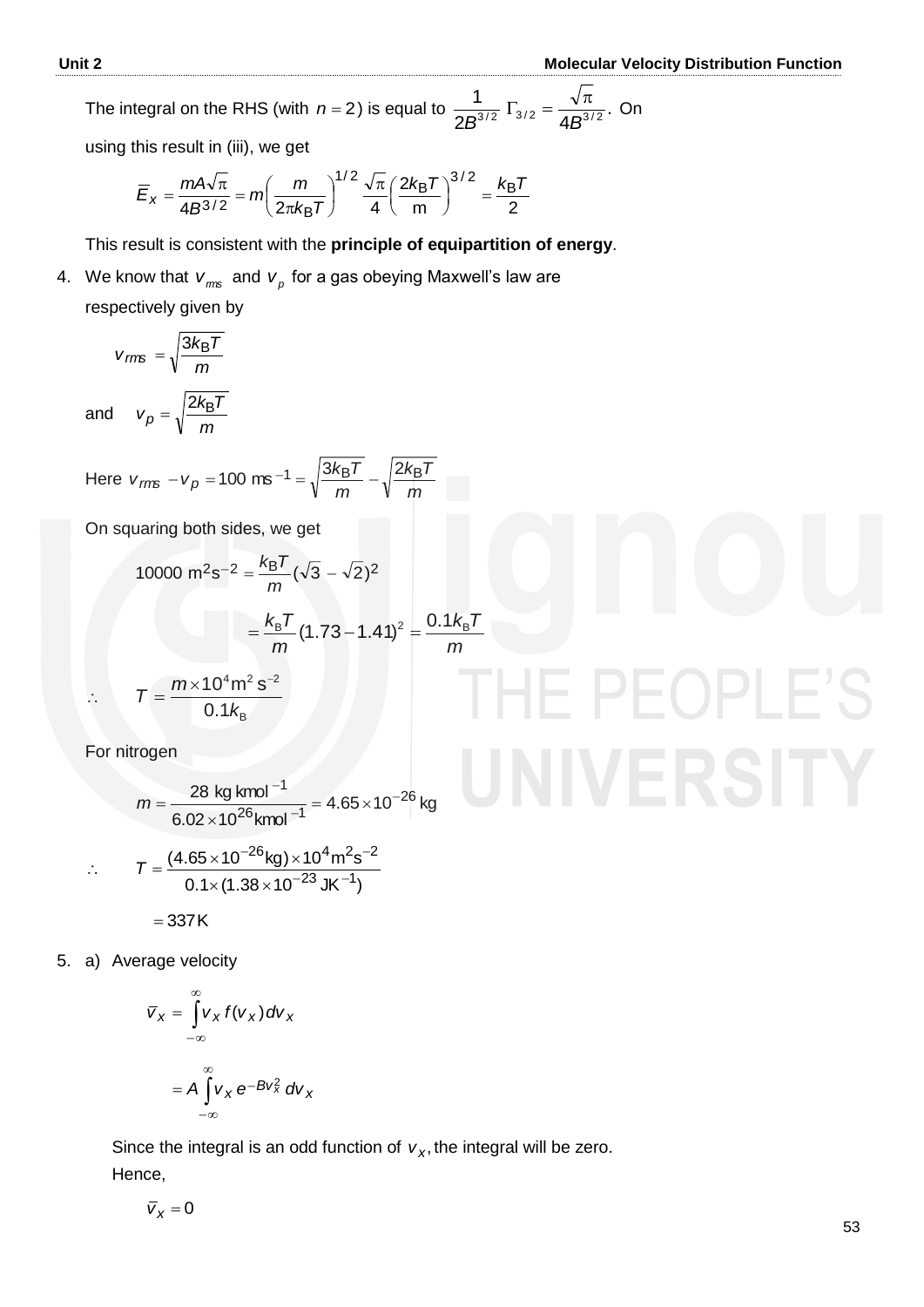The integral on the RHS (with $n = 2$) is equal to $\frac{1}{2B^{3/2}} \Gamma_{3/2} = \frac{\sqrt{\pi}}{4B^{3/2}}$. On using this result in (iii), we get

$$\bar{E}_x = \frac{mA\sqrt{\pi}}{4B^{3/2}} = m\left(\frac{m}{2\pi k_B T}\right)^{1/2} \frac{\sqrt{\pi}}{4}\left(\frac{2k_B T}{m}\right)^{3/2} = \frac{k_B T}{2}$$

This result is consistent with the **principle of equipartition of energy**.

4. We know that $v_{rms}$ and $v_p$ for a gas obeying Maxwell's law are respectively given by

$$v_{rms} = \sqrt{\frac{3k_B T}{m}}$$

and $$v_p = \sqrt{\frac{2k_B T}{m}}$$

Here $v_{rms} - v_p = 100 \text{ ms}^{-1} = \sqrt{\frac{3k_B T}{m}} - \sqrt{\frac{2k_B T}{m}}$

On squaring both sides, we get

$$10000 \text{ m}^2\text{s}^{-2} = \frac{k_B T}{m}(\sqrt{3} - \sqrt{2})^2$$

$$= \frac{k_B T}{m}(1.73 - 1.41)^2 = \frac{0.1 k_B T}{m}$$

$$\therefore \quad T = \frac{m \times 10^4 \text{m}^2 \text{ s}^{-2}}{0.1 k_B}$$

For nitrogen

$$m = \frac{28 \text{ kg kmol}^{-1}}{6.02 \times 10^{26} \text{kmol}^{-1}} = 4.65 \times 10^{-26} \text{ kg}$$

$$\therefore \quad T = \frac{(4.65 \times 10^{-26} \text{kg}) \times 10^4 \text{m}^2 \text{s}^{-2}}{0.1 \times (1.38 \times 10^{-23} \text{ JK}^{-1})}$$

$$= 337 \text{K}$$

5. a) Average velocity

$$\bar{v}_x = \int_{-\infty}^{\infty} v_x f(v_x) dv_x$$

$$= A \int_{-\infty}^{\infty} v_x e^{-Bv_x^2} dv_x$$

Since the integral is an odd function of $v_x$, the integral will be zero. Hence,

$$\bar{v}_x = 0$$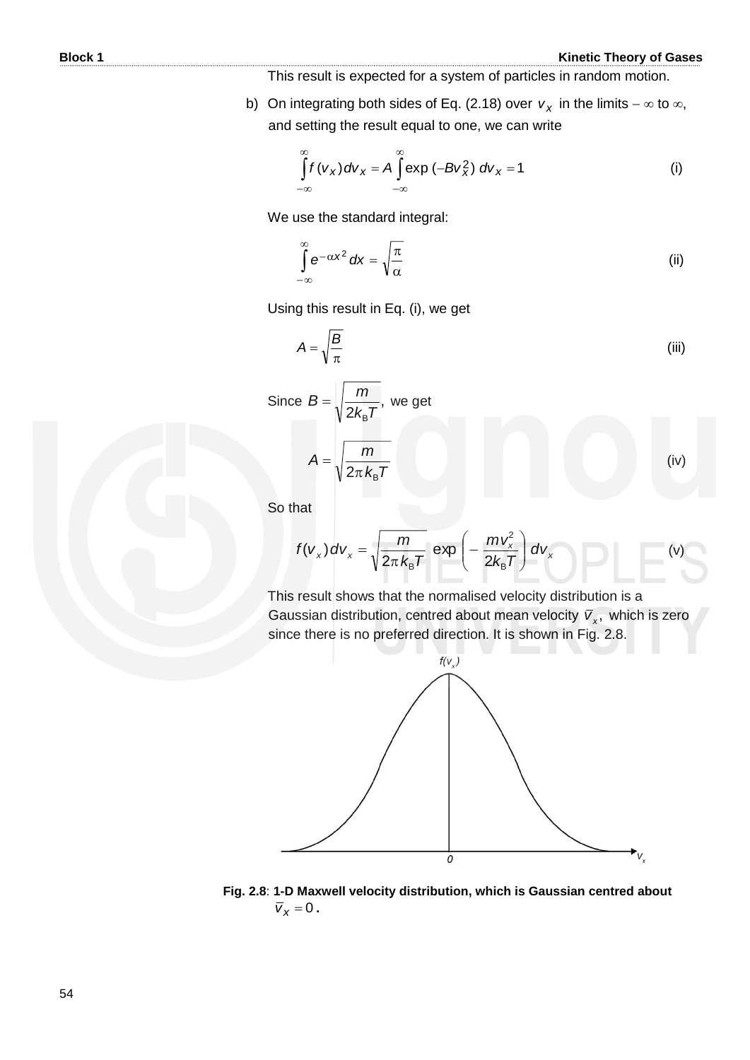This result is expected for a system of particles in random motion.

b) On integrating both sides of Eq. (2.18) over $v_x$ in the limits $-\infty$ to $\infty$, and setting the result equal to one, we can write

$$\int_{-\infty}^{\infty} f(v_x)\,dv_x = A \int_{-\infty}^{\infty} \exp(-Bv_x^2)\, dv_x = 1 \tag{i}$$

We use the standard integral:

$$\int_{-\infty}^{\infty} e^{-\alpha x^2}\, dx = \sqrt{\frac{\pi}{\alpha}} \tag{ii}$$

Using this result in Eq. (i), we get

$$A = \sqrt{\frac{B}{\pi}} \tag{iii}$$

Since $B = \sqrt{\dfrac{m}{2k_B T}}$, we get

$$A = \sqrt{\frac{m}{2\pi k_B T}} \tag{iv}$$

So that

$$f(v_x)\,dv_x = \sqrt{\frac{m}{2\pi k_B T}}\, \exp\left(-\frac{mv_x^2}{2k_B T}\right) dv_x \tag{v}$$

This result shows that the normalised velocity distribution is a Gaussian distribution, centred about mean velocity $\bar{v}_x$, which is zero since there is no preferred direction. It is shown in Fig. 2.8.

$f(v_x)$

0

$v_x$

**Fig. 2.8**: **1-D Maxwell velocity distribution, which is Gaussian centred about** $\bar{v}_x = 0$.